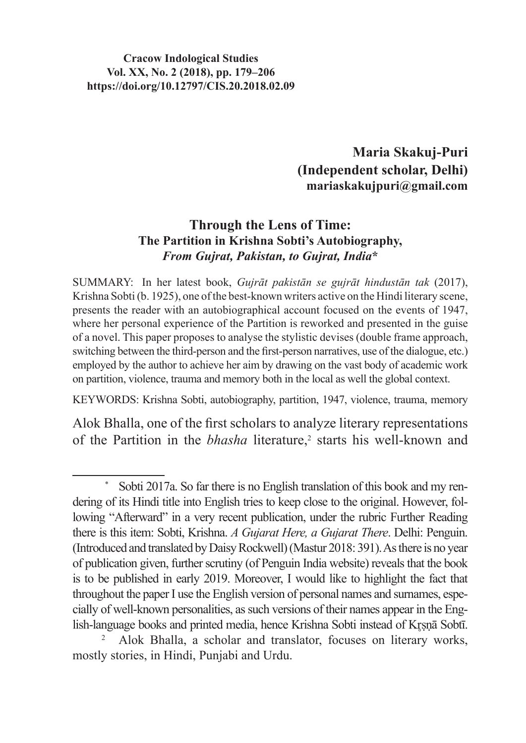**Cracow Indological Studies**
**Vol. XX, No. 2 (2018), pp. 179–206**
**https://doi.org/10.12797/CIS.20.2018.02.09**

**Maria Skakuj-Puri**
**(Independent scholar, Delhi)**
**mariaskakujpuri@gmail.com**

# Through the Lens of Time:
## The Partition in Krishna Sobti's Autobiography, *From Gujrat, Pakistan, to Gujrat, India*[*]

SUMMARY: In her latest book, *Gujrāt pakistān se gujrāt hindustān tak* (2017), Krishna Sobti (b. 1925), one of the best-known writers active on the Hindi literary scene, presents the reader with an autobiographical account focused on the events of 1947, where her personal experience of the Partition is reworked and presented in the guise of a novel. This paper proposes to analyse the stylistic devises (double frame approach, switching between the third-person and the first-person narratives, use of the dialogue, etc.) employed by the author to achieve her aim by drawing on the vast body of academic work on partition, violence, trauma and memory both in the local as well the global context.

KEYWORDS: Krishna Sobti, autobiography, partition, 1947, violence, trauma, memory

Alok Bhalla, one of the first scholars to analyze literary representations of the Partition in the *bhasha* literature,[2] starts his well-known and

---

[*] Sobti 2017a. So far there is no English translation of this book and my rendering of its Hindi title into English tries to keep close to the original. However, following "Afterward" in a very recent publication, under the rubric Further Reading there is this item: Sobti, Krishna. *A Gujarat Here, a Gujarat There*. Delhi: Penguin. (Introduced and translated by Daisy Rockwell) (Mastur 2018: 391). As there is no year of publication given, further scrutiny (of Penguin India website) reveals that the book is to be published in early 2019. Moreover, I would like to highlight the fact that throughout the paper I use the English version of personal names and surnames, especially of well-known personalities, as such versions of their names appear in the English-language books and printed media, hence Krishna Sobti instead of Kr̥ṣṇā Sobtī.

[2] Alok Bhalla, a scholar and translator, focuses on literary works, mostly stories, in Hindi, Punjabi and Urdu.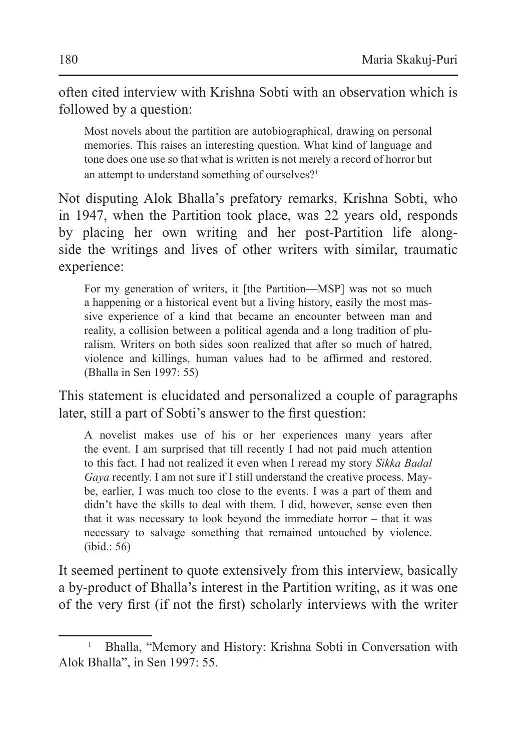often cited interview with Krishna Sobti with an observation which is followed by a question:

> Most novels about the partition are autobiographical, drawing on personal memories. This raises an interesting question. What kind of language and tone does one use so that what is written is not merely a record of horror but an attempt to understand something of ourselves?[1]

Not disputing Alok Bhalla's prefatory remarks, Krishna Sobti, who in 1947, when the Partition took place, was 22 years old, responds by placing her own writing and her post-Partition life alongside the writings and lives of other writers with similar, traumatic experience:

> For my generation of writers, it [the Partition—MSP] was not so much a happening or a historical event but a living history, easily the most massive experience of a kind that became an encounter between man and reality, a collision between a political agenda and a long tradition of pluralism. Writers on both sides soon realized that after so much of hatred, violence and killings, human values had to be affirmed and restored. (Bhalla in Sen 1997: 55)

This statement is elucidated and personalized a couple of paragraphs later, still a part of Sobti's answer to the first question:

> A novelist makes use of his or her experiences many years after the event. I am surprised that till recently I had not paid much attention to this fact. I had not realized it even when I reread my story *Sikka Badal Gaya* recently. I am not sure if I still understand the creative process. Maybe, earlier, I was much too close to the events. I was a part of them and didn't have the skills to deal with them. I did, however, sense even then that it was necessary to look beyond the immediate horror – that it was necessary to salvage something that remained untouched by violence. (ibid.: 56)

It seemed pertinent to quote extensively from this interview, basically a by-product of Bhalla's interest in the Partition writing, as it was one of the very first (if not the first) scholarly interviews with the writer

[1] Bhalla, "Memory and History: Krishna Sobti in Conversation with Alok Bhalla", in Sen 1997: 55.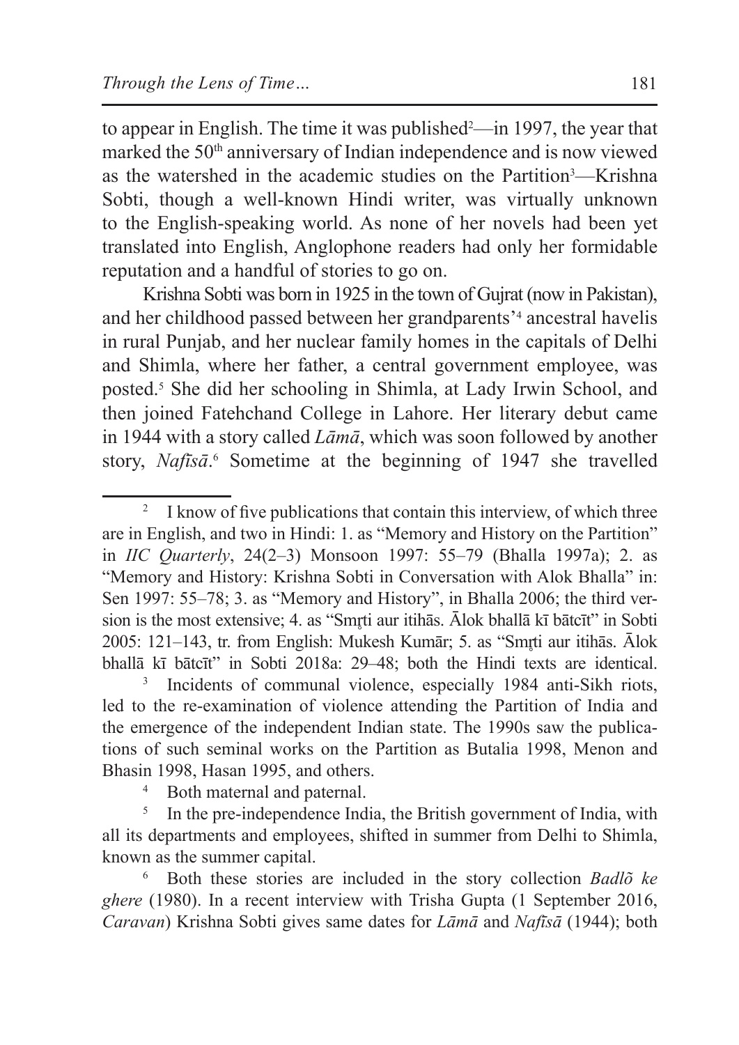to appear in English. The time it was published[2]—in 1997, the year that marked the 50th anniversary of Indian independence and is now viewed as the watershed in the academic studies on the Partition[3]—Krishna Sobti, though a well-known Hindi writer, was virtually unknown to the English-speaking world. As none of her novels had been yet translated into English, Anglophone readers had only her formidable reputation and a handful of stories to go on.

Krishna Sobti was born in 1925 in the town of Gujrat (now in Pakistan), and her childhood passed between her grandparents'[4] ancestral havelis in rural Punjab, and her nuclear family homes in the capitals of Delhi and Shimla, where her father, a central government employee, was posted.[5] She did her schooling in Shimla, at Lady Irwin School, and then joined Fatehchand College in Lahore. Her literary debut came in 1944 with a story called *Lāmā*, which was soon followed by another story, *Nafīsā*.[6] Sometime at the beginning of 1947 she travelled

---

[2] I know of five publications that contain this interview, of which three are in English, and two in Hindi: 1. as "Memory and History on the Partition" in *IIC Quarterly*, 24(2–3) Monsoon 1997: 55–79 (Bhalla 1997a); 2. as "Memory and History: Krishna Sobti in Conversation with Alok Bhalla" in: Sen 1997: 55–78; 3. as "Memory and History", in Bhalla 2006; the third version is the most extensive; 4. as "Smr̥ti aur itihās. Ālok bhallā kī bātcīt" in Sobti 2005: 121–143, tr. from English: Mukesh Kumār; 5. as "Smr̥ti aur itihās. Ālok bhallā kī bātcīt" in Sobti 2018a: 29–48; both the Hindi texts are identical.

[3] Incidents of communal violence, especially 1984 anti-Sikh riots, led to the re-examination of violence attending the Partition of India and the emergence of the independent Indian state. The 1990s saw the publications of such seminal works on the Partition as Butalia 1998, Menon and Bhasin 1998, Hasan 1995, and others.

[4] Both maternal and paternal.

[5] In the pre-independence India, the British government of India, with all its departments and employees, shifted in summer from Delhi to Shimla, known as the summer capital.

[6] Both these stories are included in the story collection *Badlõ ke ghere* (1980). In a recent interview with Trisha Gupta (1 September 2016, *Caravan*) Krishna Sobti gives same dates for *Lāmā* and *Nafīsā* (1944); both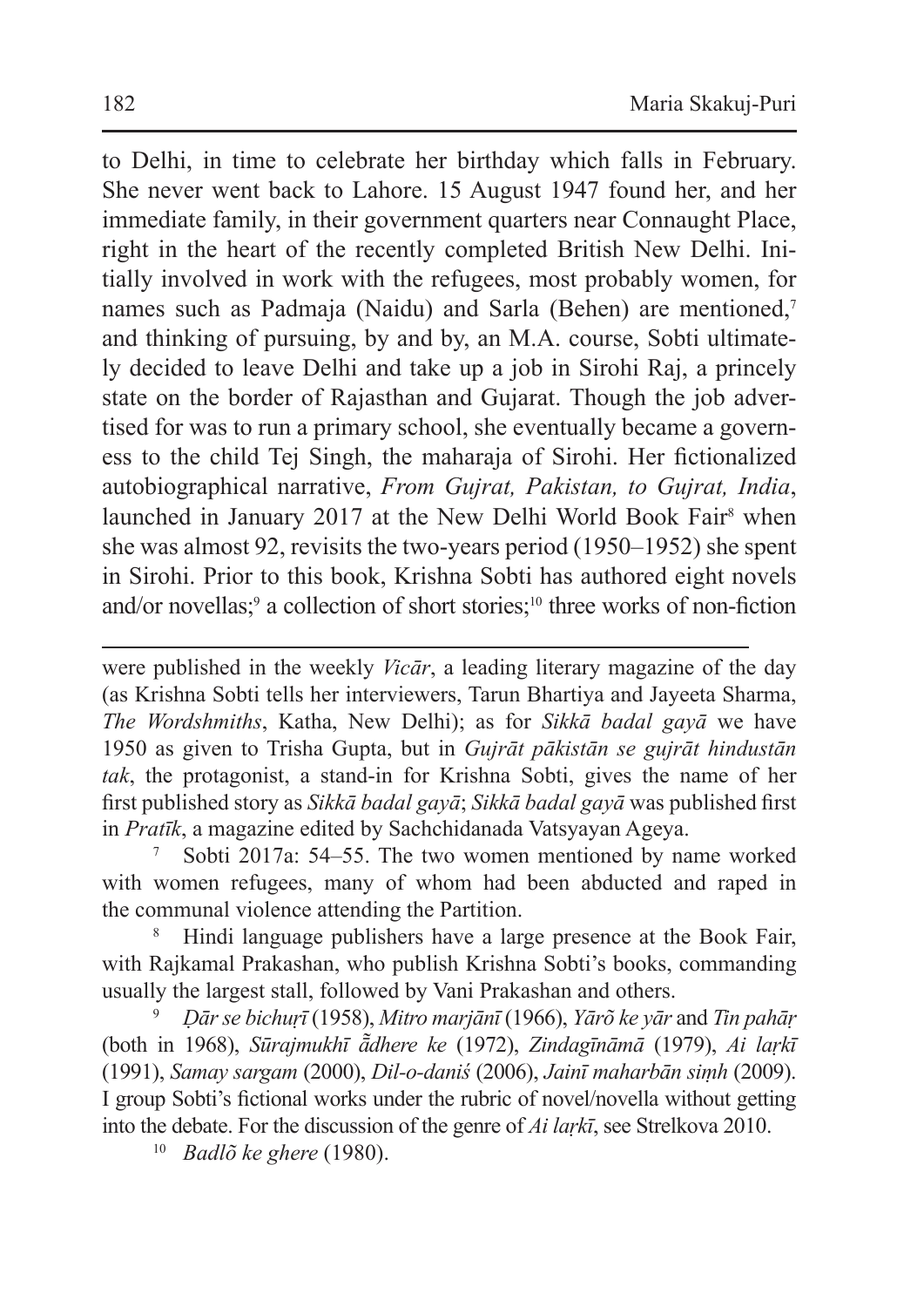to Delhi, in time to celebrate her birthday which falls in February. She never went back to Lahore. 15 August 1947 found her, and her immediate family, in their government quarters near Connaught Place, right in the heart of the recently completed British New Delhi. Initially involved in work with the refugees, most probably women, for names such as Padmaja (Naidu) and Sarla (Behen) are mentioned,[7] and thinking of pursuing, by and by, an M.A. course, Sobti ultimately decided to leave Delhi and take up a job in Sirohi Raj, a princely state on the border of Rajasthan and Gujarat. Though the job advertised for was to run a primary school, she eventually became a governess to the child Tej Singh, the maharaja of Sirohi. Her fictionalized autobiographical narrative, *From Gujrat, Pakistan, to Gujrat, India*, launched in January 2017 at the New Delhi World Book Fair[8] when she was almost 92, revisits the two-years period (1950–1952) she spent in Sirohi. Prior to this book, Krishna Sobti has authored eight novels and/or novellas;[9] a collection of short stories;[10] three works of non-fiction

---

were published in the weekly *Vicār*, a leading literary magazine of the day (as Krishna Sobti tells her interviewers, Tarun Bhartiya and Jayeeta Sharma, *The Wordshmiths*, Katha, New Delhi); as for *Sikkā badal gayā* we have 1950 as given to Trisha Gupta, but in *Gujrāt pākistān se gujrāt hindustān tak*, the protagonist, a stand-in for Krishna Sobti, gives the name of her first published story as *Sikkā badal gayā*; *Sikkā badal gayā* was published first in *Pratīk*, a magazine edited by Sachchidanada Vatsyayan Ageya.

[7] Sobti 2017a: 54–55. The two women mentioned by name worked with women refugees, many of whom had been abducted and raped in the communal violence attending the Partition.

[8] Hindi language publishers have a large presence at the Book Fair, with Rajkamal Prakashan, who publish Krishna Sobti's books, commanding usually the largest stall, followed by Vani Prakashan and others.

[9] *Ḍār se bichuṛī* (1958), *Mitro marjānī* (1966), *Yārõ ke yār* and *Tin pahāṛ* (both in 1968), *Sūrajmukhī ā̃dhere ke* (1972), *Zindagīnāmā* (1979), *Ai laṛkī* (1991), *Samay sargam* (2000), *Dil-o-daniś* (2006), *Jainī maharbān siṃh* (2009). I group Sobti's fictional works under the rubric of novel/novella without getting into the debate. For the discussion of the genre of *Ai laṛkī*, see Strelkova 2010.

[10] *Badlõ ke ghere* (1980).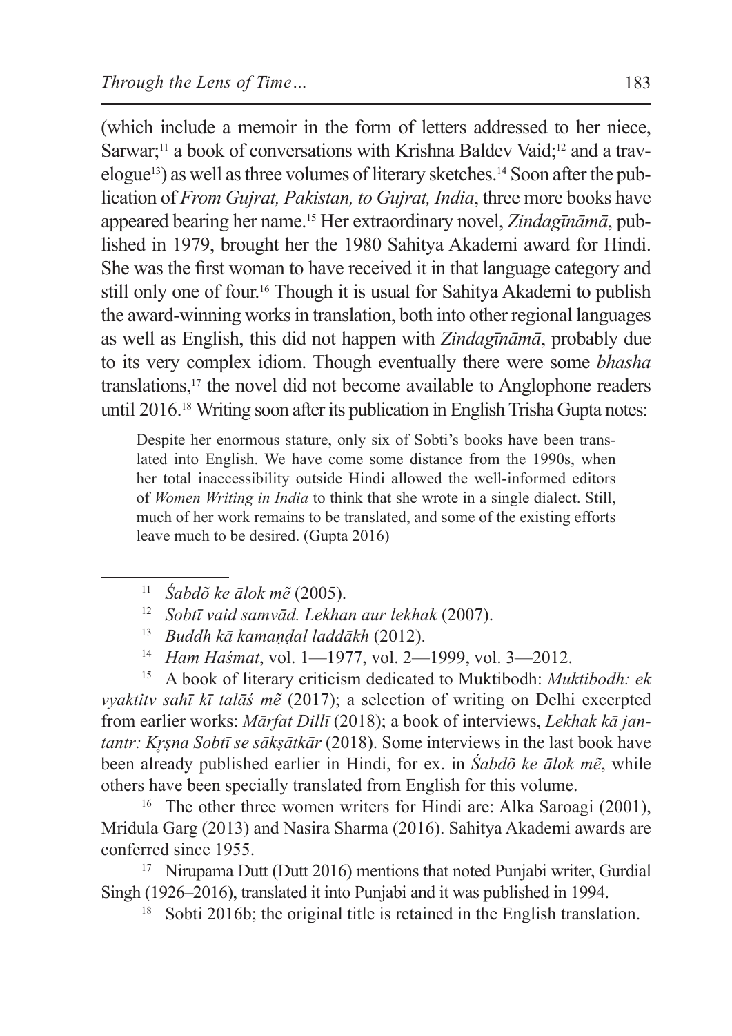(which include a memoir in the form of letters addressed to her niece, Sarwar;[11] a book of conversations with Krishna Baldev Vaid;[12] and a travelogue[13]) as well as three volumes of literary sketches.[14] Soon after the publication of *From Gujrat, Pakistan, to Gujrat, India*, three more books have appeared bearing her name.[15] Her extraordinary novel, *Zindagīnāmā*, published in 1979, brought her the 1980 Sahitya Akademi award for Hindi. She was the first woman to have received it in that language category and still only one of four.[16] Though it is usual for Sahitya Akademi to publish the award-winning works in translation, both into other regional languages as well as English, this did not happen with *Zindagīnāmā*, probably due to its very complex idiom. Though eventually there were some *bhasha* translations,[17] the novel did not become available to Anglophone readers until 2016.[18] Writing soon after its publication in English Trisha Gupta notes:

> Despite her enormous stature, only six of Sobti's books have been translated into English. We have come some distance from the 1990s, when her total inaccessibility outside Hindi allowed the well-informed editors of *Women Writing in India* to think that she wrote in a single dialect. Still, much of her work remains to be translated, and some of the existing efforts leave much to be desired. (Gupta 2016)

---

[11] *Śabdõ ke ālok mẽ* (2005).

[12] *Sobtī vaid samvād. Lekhan aur lekhak* (2007).

[13] *Buddh kā kamaṇḍal laddākh* (2012).

[14] *Ham Haśmat*, vol. 1—1977, vol. 2—1999, vol. 3—2012.

[15] A book of literary criticism dedicated to Muktibodh: *Muktibodh: ek vyaktitv sahī kī talāś mẽ* (2017); a selection of writing on Delhi excerpted from earlier works: *Mārfat Dillī* (2018); a book of interviews, *Lekhak kā jantantr: Kr̥ṣna Sobtī se sākṣātkār* (2018). Some interviews in the last book have been already published earlier in Hindi, for ex. in *Śabdõ ke ālok mẽ*, while others have been specially translated from English for this volume.

[16] The other three women writers for Hindi are: Alka Saroagi (2001), Mridula Garg (2013) and Nasira Sharma (2016). Sahitya Akademi awards are conferred since 1955.

[17] Nirupama Dutt (Dutt 2016) mentions that noted Punjabi writer, Gurdial Singh (1926–2016), translated it into Punjabi and it was published in 1994.

[18] Sobti 2016b; the original title is retained in the English translation.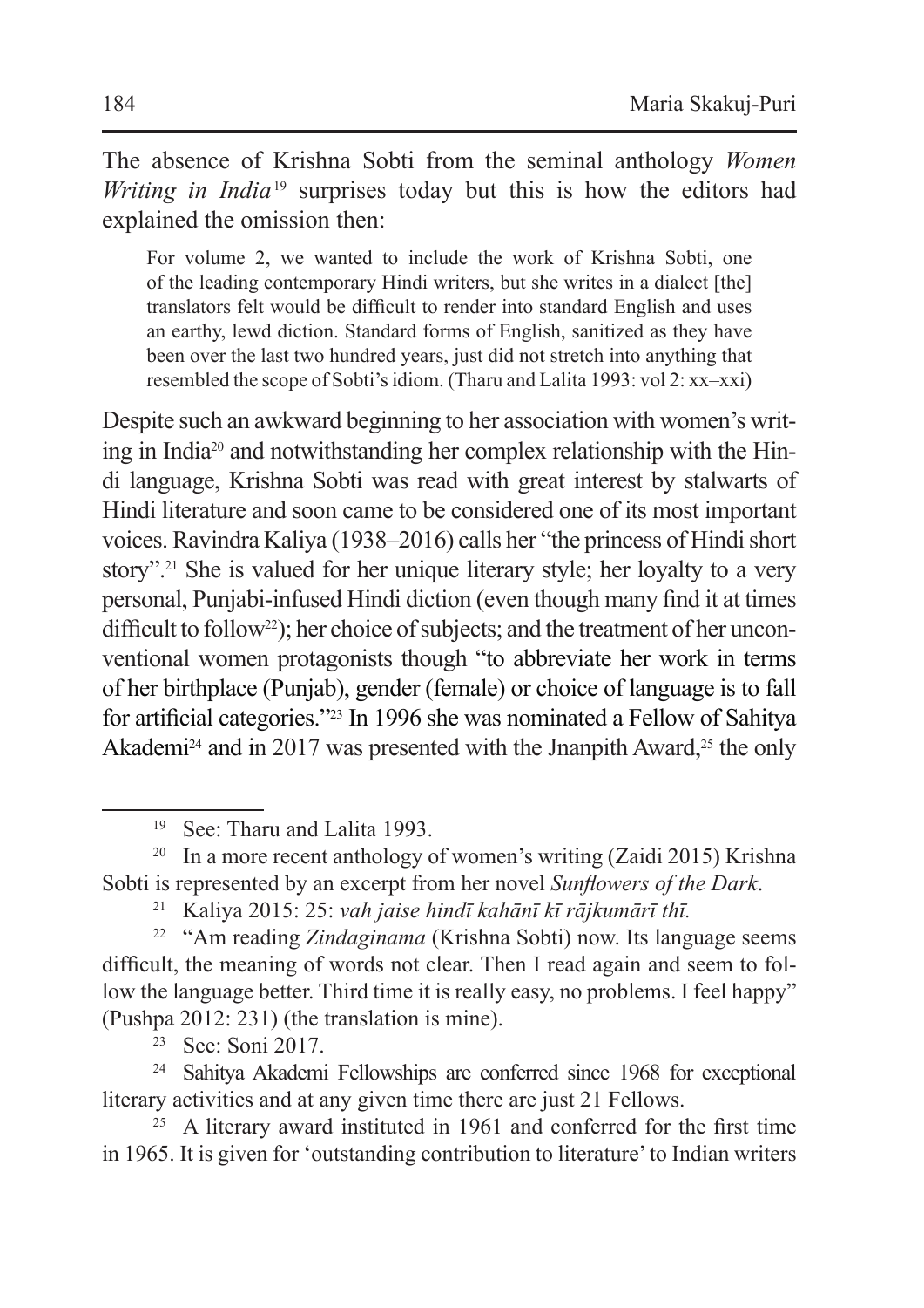The absence of Krishna Sobti from the seminal anthology *Women Writing in India*[19] surprises today but this is how the editors had explained the omission then:

> For volume 2, we wanted to include the work of Krishna Sobti, one of the leading contemporary Hindi writers, but she writes in a dialect [the] translators felt would be difficult to render into standard English and uses an earthy, lewd diction. Standard forms of English, sanitized as they have been over the last two hundred years, just did not stretch into anything that resembled the scope of Sobti's idiom. (Tharu and Lalita 1993: vol 2: xx–xxi)

Despite such an awkward beginning to her association with women's writing in India[20] and notwithstanding her complex relationship with the Hindi language, Krishna Sobti was read with great interest by stalwarts of Hindi literature and soon came to be considered one of its most important voices. Ravindra Kaliya (1938–2016) calls her "the princess of Hindi short story".[21] She is valued for her unique literary style; her loyalty to a very personal, Punjabi-infused Hindi diction (even though many find it at times difficult to follow[22]); her choice of subjects; and the treatment of her unconventional women protagonists though "to abbreviate her work in terms of her birthplace (Punjab), gender (female) or choice of language is to fall for artificial categories."[23] In 1996 she was nominated a Fellow of Sahitya Akademi[24] and in 2017 was presented with the Jnanpith Award,[25] the only

---

[19] See: Tharu and Lalita 1993.

[20] In a more recent anthology of women's writing (Zaidi 2015) Krishna Sobti is represented by an excerpt from her novel *Sunflowers of the Dark*.

[21] Kaliya 2015: 25: *vah jaise hindī kahānī kī rājkumārī thī.*

[22] "Am reading *Zindaginama* (Krishna Sobti) now. Its language seems difficult, the meaning of words not clear. Then I read again and seem to follow the language better. Third time it is really easy, no problems. I feel happy" (Pushpa 2012: 231) (the translation is mine).

[23] See: Soni 2017.

[24] Sahitya Akademi Fellowships are conferred since 1968 for exceptional literary activities and at any given time there are just 21 Fellows.

[25] A literary award instituted in 1961 and conferred for the first time in 1965. It is given for 'outstanding contribution to literature' to Indian writers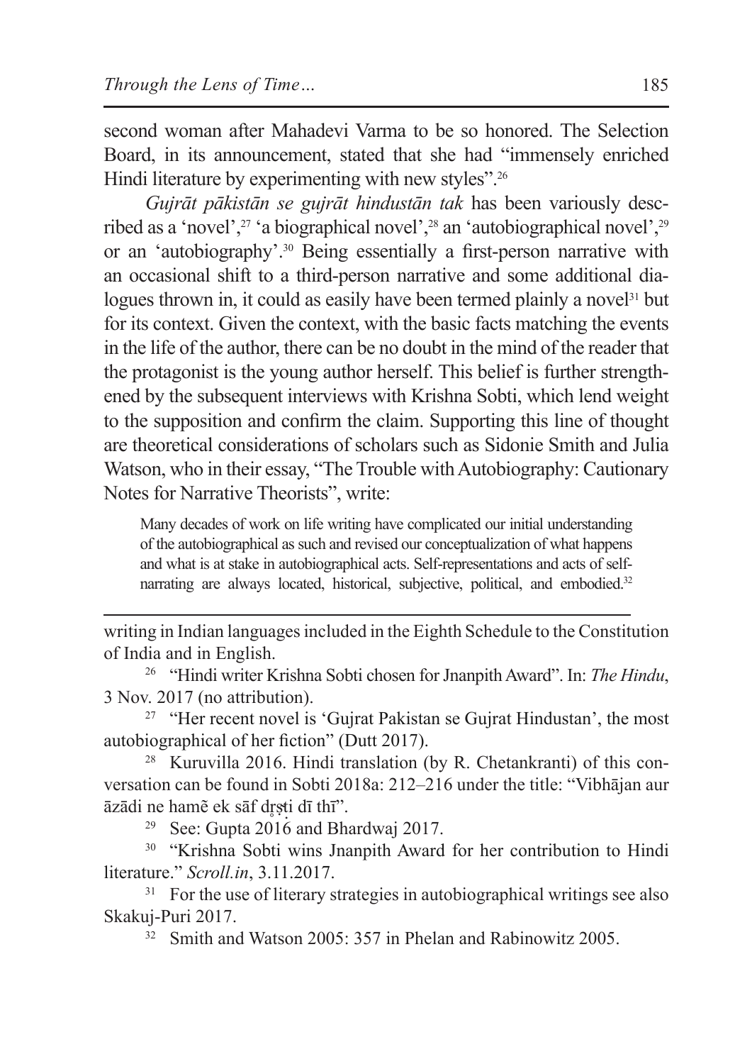second woman after Mahadevi Varma to be so honored. The Selection Board, in its announcement, stated that she had "immensely enriched Hindi literature by experimenting with new styles".[26]

*Gujrāt pākistān se gujrāt hindustān tak* has been variously described as a 'novel',[27] 'a biographical novel',[28] an 'autobiographical novel',[29] or an 'autobiography'.[30] Being essentially a first-person narrative with an occasional shift to a third-person narrative and some additional dialogues thrown in, it could as easily have been termed plainly a novel[31] but for its context. Given the context, with the basic facts matching the events in the life of the author, there can be no doubt in the mind of the reader that the protagonist is the young author herself. This belief is further strengthened by the subsequent interviews with Krishna Sobti, which lend weight to the supposition and confirm the claim. Supporting this line of thought are theoretical considerations of scholars such as Sidonie Smith and Julia Watson, who in their essay, "The Trouble with Autobiography: Cautionary Notes for Narrative Theorists", write:

> Many decades of work on life writing have complicated our initial understanding of the autobiographical as such and revised our conceptualization of what happens and what is at stake in autobiographical acts. Self-representations and acts of self-narrating are always located, historical, subjective, political, and embodied.[32]

---

writing in Indian languages included in the Eighth Schedule to the Constitution of India and in English.

[26] "Hindi writer Krishna Sobti chosen for Jnanpith Award". In: *The Hindu*, 3 Nov. 2017 (no attribution).

[27] "Her recent novel is 'Gujrat Pakistan se Gujrat Hindustan', the most autobiographical of her fiction" (Dutt 2017).

[28] Kuruvilla 2016. Hindi translation (by R. Chetankranti) of this conversation can be found in Sobti 2018a: 212–216 under the title: "Vibhājan aur āzādi ne hamẽ ek sāf dr̥ṣṭi dī thī".

[29] See: Gupta 2016 and Bhardwaj 2017.

[30] "Krishna Sobti wins Jnanpith Award for her contribution to Hindi literature." *Scroll.in*, 3.11.2017.

[31] For the use of literary strategies in autobiographical writings see also Skakuj-Puri 2017.

[32] Smith and Watson 2005: 357 in Phelan and Rabinowitz 2005.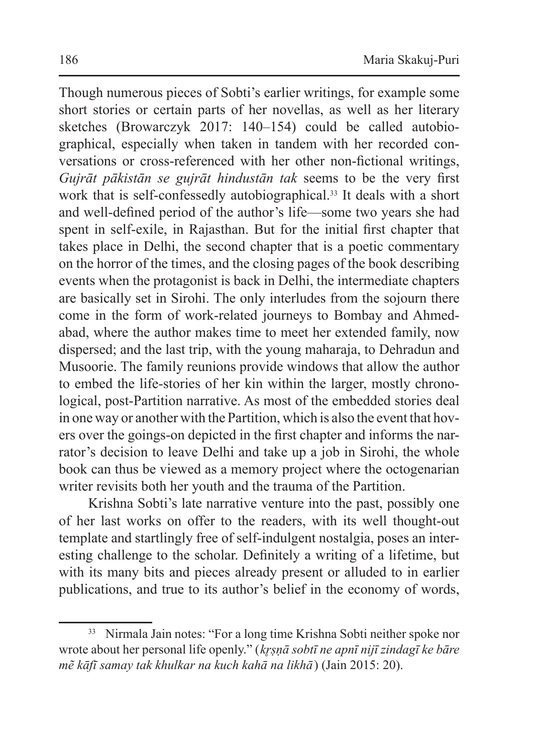Though numerous pieces of Sobti's earlier writings, for example some short stories or certain parts of her novellas, as well as her literary sketches (Browarczyk 2017: 140–154) could be called autobiographical, especially when taken in tandem with her recorded conversations or cross-referenced with her other non-fictional writings, *Gujrāt pākistān se gujrāt hindustān tak* seems to be the very first work that is self-confessedly autobiographical.[33] It deals with a short and well-defined period of the author's life—some two years she had spent in self-exile, in Rajasthan. But for the initial first chapter that takes place in Delhi, the second chapter that is a poetic commentary on the horror of the times, and the closing pages of the book describing events when the protagonist is back in Delhi, the intermediate chapters are basically set in Sirohi. The only interludes from the sojourn there come in the form of work-related journeys to Bombay and Ahmedabad, where the author makes time to meet her extended family, now dispersed; and the last trip, with the young maharaja, to Dehradun and Musoorie. The family reunions provide windows that allow the author to embed the life-stories of her kin within the larger, mostly chronological, post-Partition narrative. As most of the embedded stories deal in one way or another with the Partition, which is also the event that hovers over the goings-on depicted in the first chapter and informs the narrator's decision to leave Delhi and take up a job in Sirohi, the whole book can thus be viewed as a memory project where the octogenarian writer revisits both her youth and the trauma of the Partition.

Krishna Sobti's late narrative venture into the past, possibly one of her last works on offer to the readers, with its well thought-out template and startlingly free of self-indulgent nostalgia, poses an interesting challenge to the scholar. Definitely a writing of a lifetime, but with its many bits and pieces already present or alluded to in earlier publications, and true to its author's belief in the economy of words,

---

[33] Nirmala Jain notes: "For a long time Krishna Sobti neither spoke nor wrote about her personal life openly." (*kr̥ṣṇā sobtī ne apnī nijī zindagī ke bāre mẽ kāfī samay tak khulkar na kuch kahā na likhā*) (Jain 2015: 20).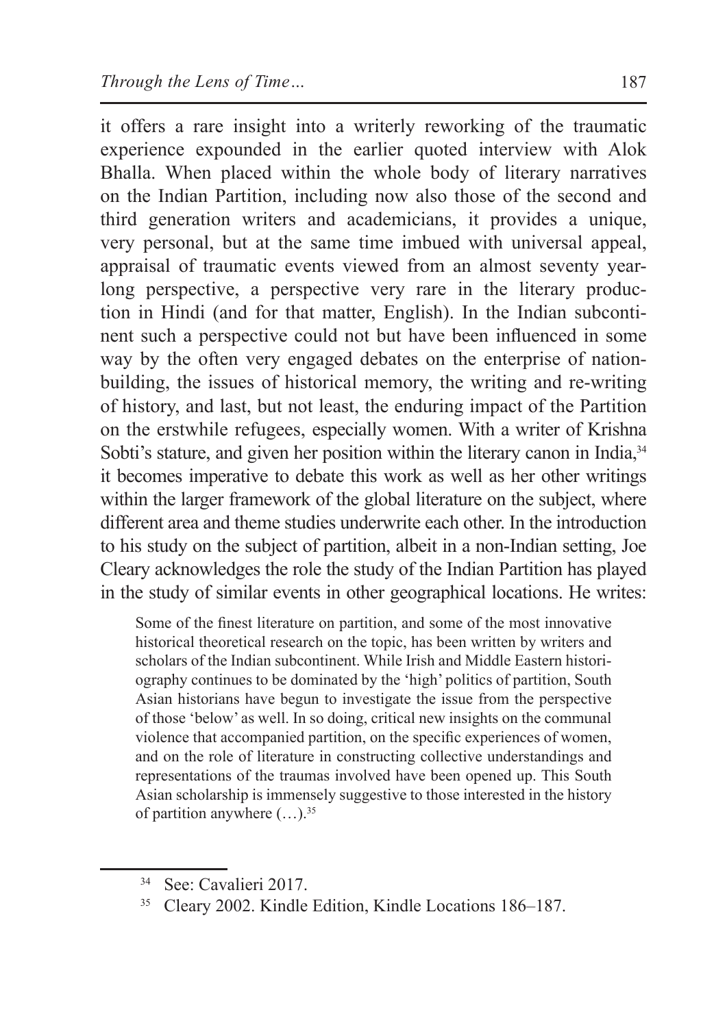it offers a rare insight into a writerly reworking of the traumatic experience expounded in the earlier quoted interview with Alok Bhalla. When placed within the whole body of literary narratives on the Indian Partition, including now also those of the second and third generation writers and academicians, it provides a unique, very personal, but at the same time imbued with universal appeal, appraisal of traumatic events viewed from an almost seventy year-long perspective, a perspective very rare in the literary production in Hindi (and for that matter, English). In the Indian subcontinent such a perspective could not but have been influenced in some way by the often very engaged debates on the enterprise of nation-building, the issues of historical memory, the writing and re-writing of history, and last, but not least, the enduring impact of the Partition on the erstwhile refugees, especially women. With a writer of Krishna Sobti's stature, and given her position within the literary canon in India,[34] it becomes imperative to debate this work as well as her other writings within the larger framework of the global literature on the subject, where different area and theme studies underwrite each other. In the introduction to his study on the subject of partition, albeit in a non-Indian setting, Joe Cleary acknowledges the role the study of the Indian Partition has played in the study of similar events in other geographical locations. He writes:

> Some of the finest literature on partition, and some of the most innovative historical theoretical research on the topic, has been written by writers and scholars of the Indian subcontinent. While Irish and Middle Eastern historiography continues to be dominated by the 'high' politics of partition, South Asian historians have begun to investigate the issue from the perspective of those 'below' as well. In so doing, critical new insights on the communal violence that accompanied partition, on the specific experiences of women, and on the role of literature in constructing collective understandings and representations of the traumas involved have been opened up. This South Asian scholarship is immensely suggestive to those interested in the history of partition anywhere (…).[35]

---

[34] See: Cavalieri 2017.

[35] Cleary 2002. Kindle Edition, Kindle Locations 186–187.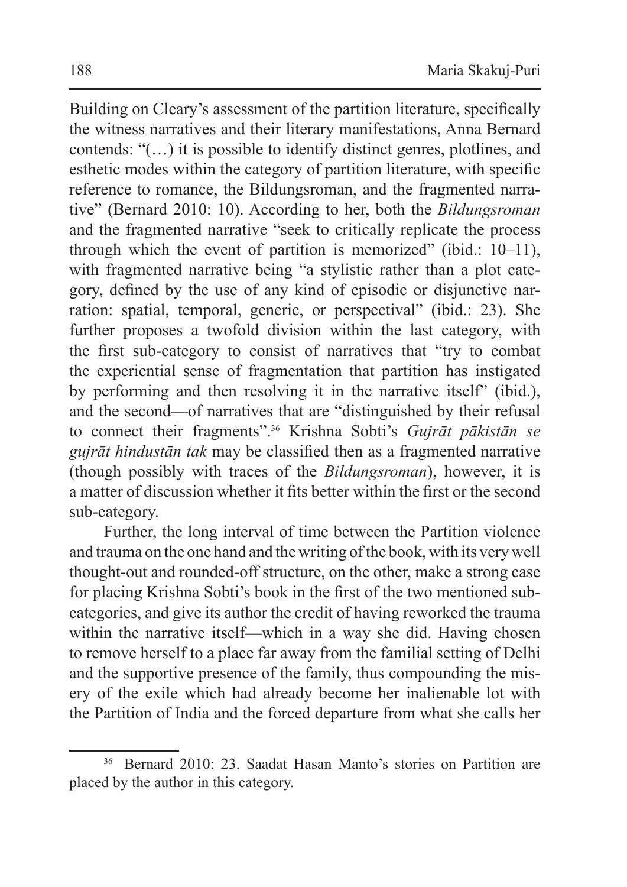Building on Cleary's assessment of the partition literature, specifically the witness narratives and their literary manifestations, Anna Bernard contends: "(…) it is possible to identify distinct genres, plotlines, and esthetic modes within the category of partition literature, with specific reference to romance, the Bildungsroman, and the fragmented narrative" (Bernard 2010: 10). According to her, both the *Bildungsroman* and the fragmented narrative "seek to critically replicate the process through which the event of partition is memorized" (ibid.: 10–11), with fragmented narrative being "a stylistic rather than a plot category, defined by the use of any kind of episodic or disjunctive narration: spatial, temporal, generic, or perspectival" (ibid.: 23). She further proposes a twofold division within the last category, with the first sub-category to consist of narratives that "try to combat the experiential sense of fragmentation that partition has instigated by performing and then resolving it in the narrative itself" (ibid.), and the second—of narratives that are "distinguished by their refusal to connect their fragments".[36] Krishna Sobti's *Gujrāt pākistān se gujrāt hindustān tak* may be classified then as a fragmented narrative (though possibly with traces of the *Bildungsroman*), however, it is a matter of discussion whether it fits better within the first or the second sub-category.

Further, the long interval of time between the Partition violence and trauma on the one hand and the writing of the book, with its very well thought-out and rounded-off structure, on the other, make a strong case for placing Krishna Sobti's book in the first of the two mentioned sub-categories, and give its author the credit of having reworked the trauma within the narrative itself—which in a way she did. Having chosen to remove herself to a place far away from the familial setting of Delhi and the supportive presence of the family, thus compounding the misery of the exile which had already become her inalienable lot with the Partition of India and the forced departure from what she calls her

[36] Bernard 2010: 23. Saadat Hasan Manto's stories on Partition are placed by the author in this category.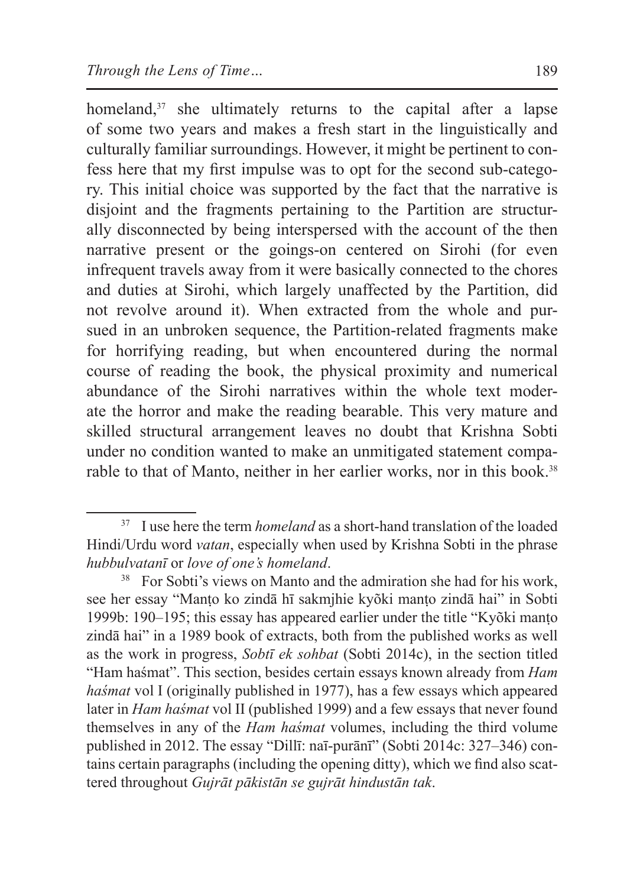homeland,[37] she ultimately returns to the capital after a lapse of some two years and makes a fresh start in the linguistically and culturally familiar surroundings. However, it might be pertinent to confess here that my first impulse was to opt for the second sub-category. This initial choice was supported by the fact that the narrative is disjoint and the fragments pertaining to the Partition are structurally disconnected by being interspersed with the account of the then narrative present or the goings-on centered on Sirohi (for even infrequent travels away from it were basically connected to the chores and duties at Sirohi, which largely unaffected by the Partition, did not revolve around it). When extracted from the whole and pursued in an unbroken sequence, the Partition-related fragments make for horrifying reading, but when encountered during the normal course of reading the book, the physical proximity and numerical abundance of the Sirohi narratives within the whole text moderate the horror and make the reading bearable. This very mature and skilled structural arrangement leaves no doubt that Krishna Sobti under no condition wanted to make an unmitigated statement comparable to that of Manto, neither in her earlier works, nor in this book.[38]

---

[37] I use here the term *homeland* as a short-hand translation of the loaded Hindi/Urdu word *vatan*, especially when used by Krishna Sobti in the phrase *hubbulvatanī* or *love of one's homeland*.

[38] For Sobti's views on Manto and the admiration she had for his work, see her essay "Manṭo ko zindā hī sakmjhie kyõki manṭo zindā hai" in Sobti 1999b: 190–195; this essay has appeared earlier under the title "Kyõki manṭo zindā hai" in a 1989 book of extracts, both from the published works as well as the work in progress, *Sobtī ek sohbat* (Sobti 2014c), in the section titled "Ham haśmat". This section, besides certain essays known already from *Ham haśmat* vol I (originally published in 1977), has a few essays which appeared later in *Ham haśmat* vol II (published 1999) and a few essays that never found themselves in any of the *Ham haśmat* volumes, including the third volume published in 2012. The essay "Dillī: naī-purānī" (Sobti 2014c: 327–346) contains certain paragraphs (including the opening ditty), which we find also scattered throughout *Gujrāt pākistān se gujrāt hindustān tak*.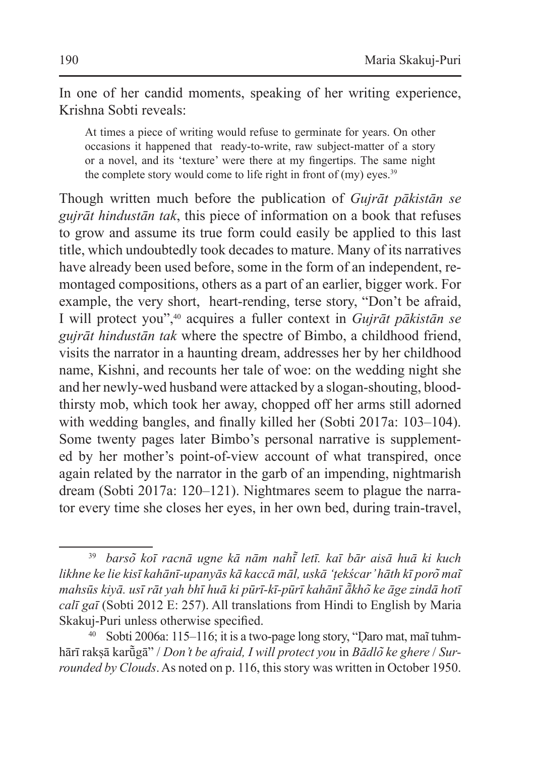In one of her candid moments, speaking of her writing experience, Krishna Sobti reveals:

> At times a piece of writing would refuse to germinate for years. On other occasions it happened that ready-to-write, raw subject-matter of a story or a novel, and its 'texture' were there at my fingertips. The same night the complete story would come to life right in front of (my) eyes.[39]

Though written much before the publication of *Gujrāt pākistān se gujrāt hindustān tak*, this piece of information on a book that refuses to grow and assume its true form could easily be applied to this last title, which undoubtedly took decades to mature. Many of its narratives have already been used before, some in the form of an independent, re-montaged compositions, others as a part of an earlier, bigger work. For example, the very short, heart-rending, terse story, "Don't be afraid, I will protect you",[40] acquires a fuller context in *Gujrāt pākistān se gujrāt hindustān tak* where the spectre of Bimbo, a childhood friend, visits the narrator in a haunting dream, addresses her by her childhood name, Kishni, and recounts her tale of woe: on the wedding night she and her newly-wed husband were attacked by a slogan-shouting, blood-thirsty mob, which took her away, chopped off her arms still adorned with wedding bangles, and finally killed her (Sobti 2017a: 103–104). Some twenty pages later Bimbo's personal narrative is supplemented by her mother's point-of-view account of what transpired, once again related by the narrator in the garb of an impending, nightmarish dream (Sobti 2017a: 120–121). Nightmares seem to plague the narrator every time she closes her eyes, in her own bed, during train-travel,

---

[39] *barsõ koī racnā ugne kā nām nahī̃ letī. kaī bār aisā huā ki kuch likhne ke lie kisī kahānī-upanyās kā kaccā māl, uskā 'ṭekścar' hāth kī porõ maĩ mahsūs kiyā. usī rāt yah bhī huā ki pūrī-kī-pūrī kahānī ā̃khõ ke āge zindā hotī calī gaī* (Sobti 2012 E: 257). All translations from Hindi to English by Maria Skakuj-Puri unless otherwise specified.

[40] Sobti 2006a: 115–116; it is a two-page long story, "Ḍaro mat, maĩ tuhmhārī rakṣā karū̃gā" / *Don't be afraid, I will protect you* in *Bādlõ ke ghere* / *Surrounded by Clouds*. As noted on p. 116, this story was written in October 1950.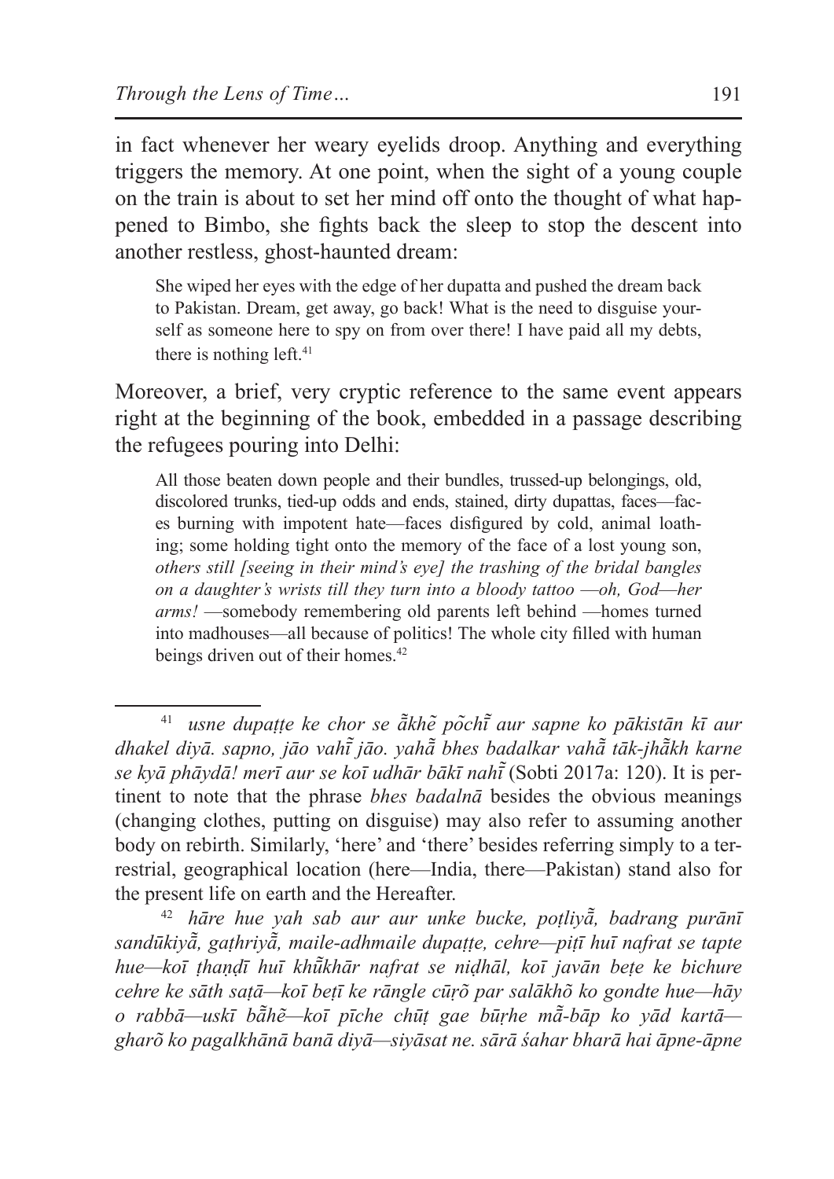in fact whenever her weary eyelids droop. Anything and everything triggers the memory. At one point, when the sight of a young couple on the train is about to set her mind off onto the thought of what happened to Bimbo, she fights back the sleep to stop the descent into another restless, ghost-haunted dream:

> She wiped her eyes with the edge of her dupatta and pushed the dream back to Pakistan. Dream, get away, go back! What is the need to disguise yourself as someone here to spy on from over there! I have paid all my debts, there is nothing left.[41]

Moreover, a brief, very cryptic reference to the same event appears right at the beginning of the book, embedded in a passage describing the refugees pouring into Delhi:

> All those beaten down people and their bundles, trussed-up belongings, old, discolored trunks, tied-up odds and ends, stained, dirty dupattas, faces—faces burning with impotent hate—faces disfigured by cold, animal loathing; some holding tight onto the memory of the face of a lost young son, *others still [seeing in their mind's eye] the trashing of the bridal bangles on a daughter's wrists till they turn into a bloody tattoo —oh, God—her arms!* —somebody remembering old parents left behind —homes turned into madhouses—all because of politics! The whole city filled with human beings driven out of their homes.[42]

---

[41] *usne dupaṭṭe ke chor se ā̃khẽ põchī̃ aur sapne ko pākistān kī aur dhakel diyā. sapno, jāo vahī̃ jāo. yahā̃ bhes badalkar vahā̃ tāk-jhā̃kh karne se kyā phāydā! merī aur se koī udhār bākī nahī̃* (Sobti 2017a: 120). It is pertinent to note that the phrase *bhes badalnā* besides the obvious meanings (changing clothes, putting on disguise) may also refer to assuming another body on rebirth. Similarly, 'here' and 'there' besides referring simply to a terrestrial, geographical location (here—India, there—Pakistan) stand also for the present life on earth and the Hereafter.

[42] *hāre hue yah sab aur aur unke bucke, poṭliyā̃, badrang purānī sandūkiyā̃, gaṭhriyā̃, maile-adhmaile dupaṭṭe, cehre—piṭī huī nafrat se tapte hue—koī ṭhaṇḍī huī khū̃khār nafrat se niḍhāl, koī javān beṭe ke bichure cehre ke sāth saṭā—koī beṭī ke rāngle cūṛõ par salākhõ ko gondte hue—hāy o rabbā—uskī bā̃hẽ—koī pīche chūṭ gae būṛhe mā̃-bāp ko yād kartā—gharõ ko pagalkhānā banā diyā—siyāsat ne. sārā śahar bharā hai āpne-āpne*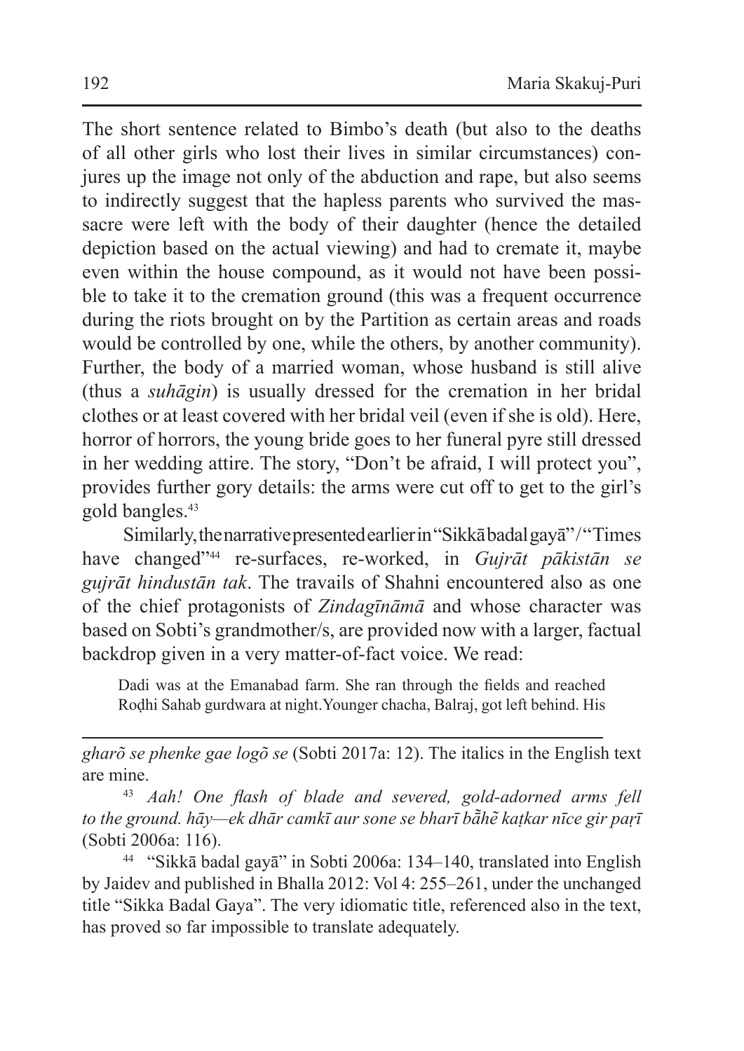The short sentence related to Bimbo's death (but also to the deaths of all other girls who lost their lives in similar circumstances) conjures up the image not only of the abduction and rape, but also seems to indirectly suggest that the hapless parents who survived the massacre were left with the body of their daughter (hence the detailed depiction based on the actual viewing) and had to cremate it, maybe even within the house compound, as it would not have been possible to take it to the cremation ground (this was a frequent occurrence during the riots brought on by the Partition as certain areas and roads would be controlled by one, while the others, by another community). Further, the body of a married woman, whose husband is still alive (thus a *suhāgin*) is usually dressed for the cremation in her bridal clothes or at least covered with her bridal veil (even if she is old). Here, horror of horrors, the young bride goes to her funeral pyre still dressed in her wedding attire. The story, "Don't be afraid, I will protect you", provides further gory details: the arms were cut off to get to the girl's gold bangles.[43]

Similarly, the narrative presented earlier in "Sikkā badal gayā"/"Times have changed"[44] re-surfaces, re-worked, in *Gujrāt pākistān se gujrāt hindustān tak*. The travails of Shahni encountered also as one of the chief protagonists of *Zindagīnāmā* and whose character was based on Sobti's grandmother/s, are provided now with a larger, factual backdrop given in a very matter-of-fact voice. We read:

> Dadi was at the Emanabad farm. She ran through the fields and reached Roḍhi Sahab gurdwara at night. Younger chacha, Balraj, got left behind. His

---

*gharõ se phenke gae logõ se* (Sobti 2017a: 12). The italics in the English text are mine.

[43] *Aah! One flash of blade and severed, gold-adorned arms fell to the ground. hāy—ek dhār camkī aur sone se bharī bā̃hẽ kaṭkar nīce gir paṛī* (Sobti 2006a: 116).

[44] "Sikkā badal gayā" in Sobti 2006a: 134–140, translated into English by Jaidev and published in Bhalla 2012: Vol 4: 255–261, under the unchanged title "Sikka Badal Gaya". The very idiomatic title, referenced also in the text, has proved so far impossible to translate adequately.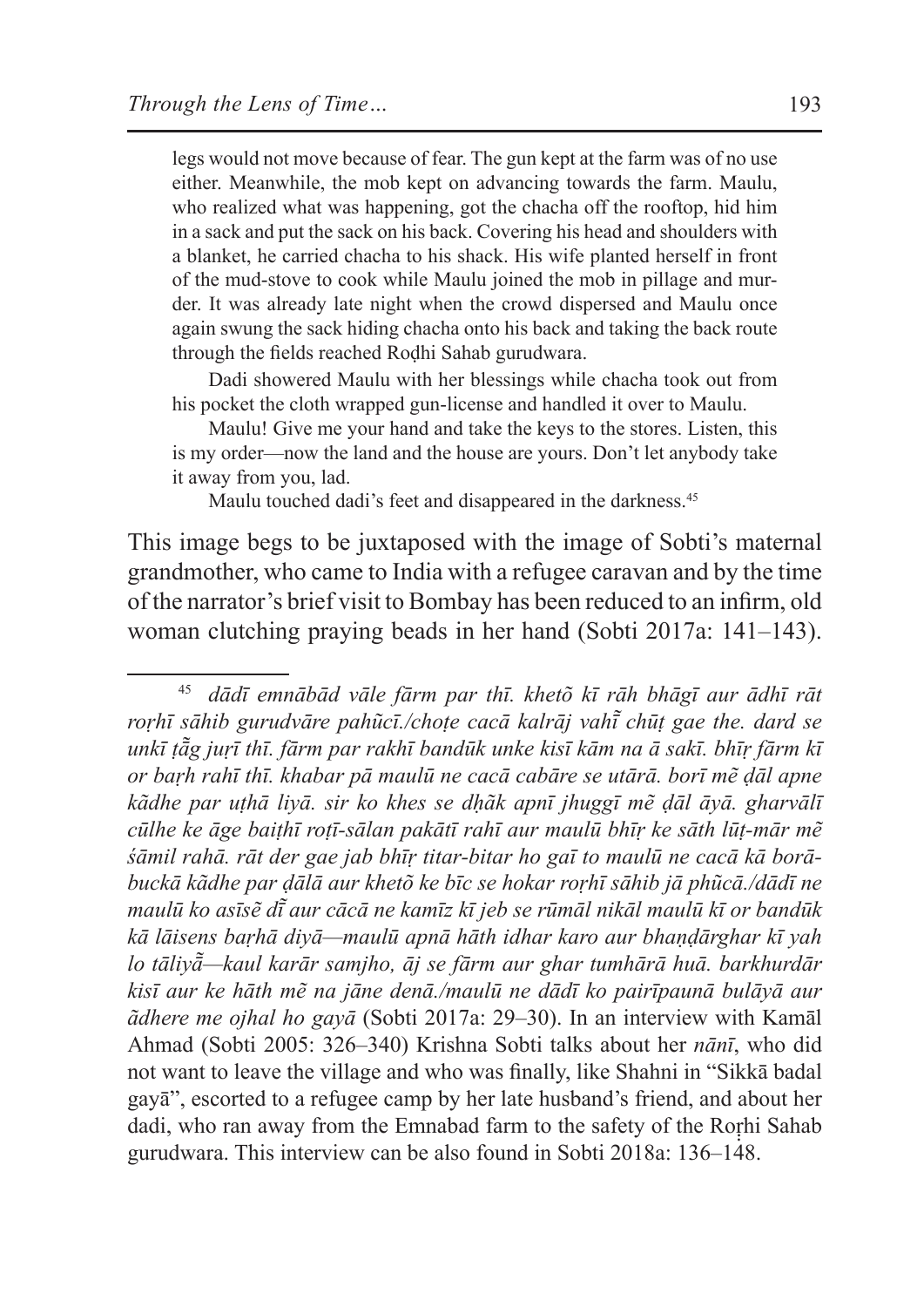legs would not move because of fear. The gun kept at the farm was of no use either. Meanwhile, the mob kept on advancing towards the farm. Maulu, who realized what was happening, got the chacha off the rooftop, hid him in a sack and put the sack on his back. Covering his head and shoulders with a blanket, he carried chacha to his shack. His wife planted herself in front of the mud-stove to cook while Maulu joined the mob in pillage and murder. It was already late night when the crowd dispersed and Maulu once again swung the sack hiding chacha onto his back and taking the back route through the fields reached Roḍhi Sahab gurudwara.

Dadi showered Maulu with her blessings while chacha took out from his pocket the cloth wrapped gun-license and handled it over to Maulu.

Maulu! Give me your hand and take the keys to the stores. Listen, this is my order—now the land and the house are yours. Don't let anybody take it away from you, lad.

Maulu touched dadi's feet and disappeared in the darkness.[45]

This image begs to be juxtaposed with the image of Sobti's maternal grandmother, who came to India with a refugee caravan and by the time of the narrator's brief visit to Bombay has been reduced to an infirm, old woman clutching praying beads in her hand (Sobti 2017a: 141–143).

---

[45] *dādī emnābād vāle fārm par thī. khetõ kī rāh bhāgī aur ādhī rāt roṛhī sāhib gurudvāre pahũcī./choṭe cacā kalrāj vahī̃ chūṭ gae the. dard se unkī ṭā̃g juṛī thī. fārm par rakhī bandūk unke kisī kām na ā sakī. bhīṛ fārm kī or baṛh rahī thī. khabar pā maulū ne cacā cabāre se utārā. borī mẽ ḍāl apne kā̃dhe par uṭhā liyā. sir ko khes se ḍhā̃k apnī jhuggī mẽ ḍāl āyā. gharvālī cūlhe ke āge baiṭhī roṭī-sālan pakātī rahī aur maulū bhīṛ ke sāth lūṭ-mār mẽ śāmil rahā. rāt der gae jab bhīṛ titar-bitar ho gaī to maulū ne cacā kā borā-buckā kā̃dhe par ḍālā aur khetõ ke bīc se hokar roṛhī sāhib jā phũcā./dādī ne maulū ko asīsẽ dī̃ aur cācā ne kamīz kī jeb se rūmāl nikāl maulū kī or bandūk kā lāisens baṛhā diyā—maulū apnā hāth idhar karo aur bhaṇḍārghar kī yah lo tāliyā̃—kaul karār samjho, āj se fārm aur ghar tumhārā huā. barkhurdār kisī aur ke hāth mẽ na jāne denā./maulū ne dādī ko pairīpaunā bulāyā aur ā̃dhere me ojhal ho gayā* (Sobti 2017a: 29–30). In an interview with Kamāl Ahmad (Sobti 2005: 326–340) Krishna Sobti talks about her *nānī*, who did not want to leave the village and who was finally, like Shahni in "Sikkā badal gayā", escorted to a refugee camp by her late husband's friend, and about her dadi, who ran away from the Emnabad farm to the safety of the Roṛhi Sahab gurudwara. This interview can be also found in Sobti 2018a: 136–148.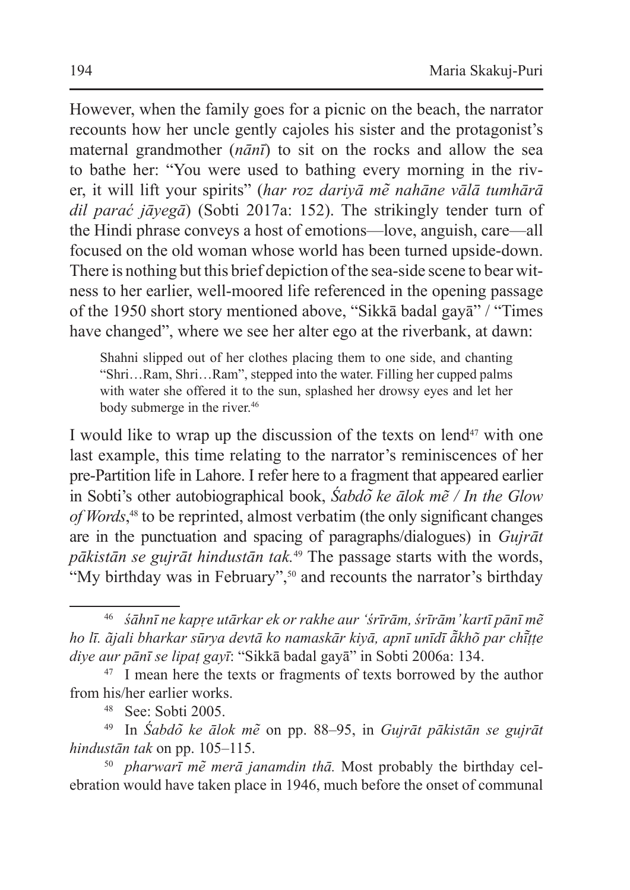However, when the family goes for a picnic on the beach, the narrator recounts how her uncle gently cajoles his sister and the protagonist's maternal grandmother (*nānī*) to sit on the rocks and allow the sea to bathe her: "You were used to bathing every morning in the river, it will lift your spirits" (*har roz dariyā mẽ nahāne vālā tumhārā dil parać jāyegā*) (Sobti 2017a: 152). The strikingly tender turn of the Hindi phrase conveys a host of emotions—love, anguish, care—all focused on the old woman whose world has been turned upside-down. There is nothing but this brief depiction of the sea-side scene to bear witness to her earlier, well-moored life referenced in the opening passage of the 1950 short story mentioned above, "Sikkā badal gayā" / "Times have changed", where we see her alter ego at the riverbank, at dawn:

> Shahni slipped out of her clothes placing them to one side, and chanting "Shri…Ram, Shri…Ram", stepped into the water. Filling her cupped palms with water she offered it to the sun, splashed her drowsy eyes and let her body submerge in the river.[46]

I would like to wrap up the discussion of the texts on lend[47] with one last example, this time relating to the narrator's reminiscences of her pre-Partition life in Lahore. I refer here to a fragment that appeared earlier in Sobti's other autobiographical book, *Śabdõ ke ālok mẽ / In the Glow of Words*,[48] to be reprinted, almost verbatim (the only significant changes are in the punctuation and spacing of paragraphs/dialogues) in *Gujrāt pākistān se gujrāt hindustān tak.*[49] The passage starts with the words, "My birthday was in February",[50] and recounts the narrator's birthday

---

[46] *śāhnī ne kapṛe utārkar ek or rakhe aur 'śrīrām, śrīrām' kartī pānī mẽ ho lī. ãjali bharkar sūrya devtā ko namaskār kiyā, apnī unīdī ā̃khõ par chī̃ṭe diye aur pānī se lipaṭ gayī*: "Sikkā badal gayā" in Sobti 2006a: 134.

[47] I mean here the texts or fragments of texts borrowed by the author from his/her earlier works.

[48] See: Sobti 2005.

[49] In *Śabdõ ke ālok mẽ* on pp. 88–95, in *Gujrāt pākistān se gujrāt hindustān tak* on pp. 105–115.

[50] *pharwarī mẽ merā janamdin thā.* Most probably the birthday celebration would have taken place in 1946, much before the onset of communal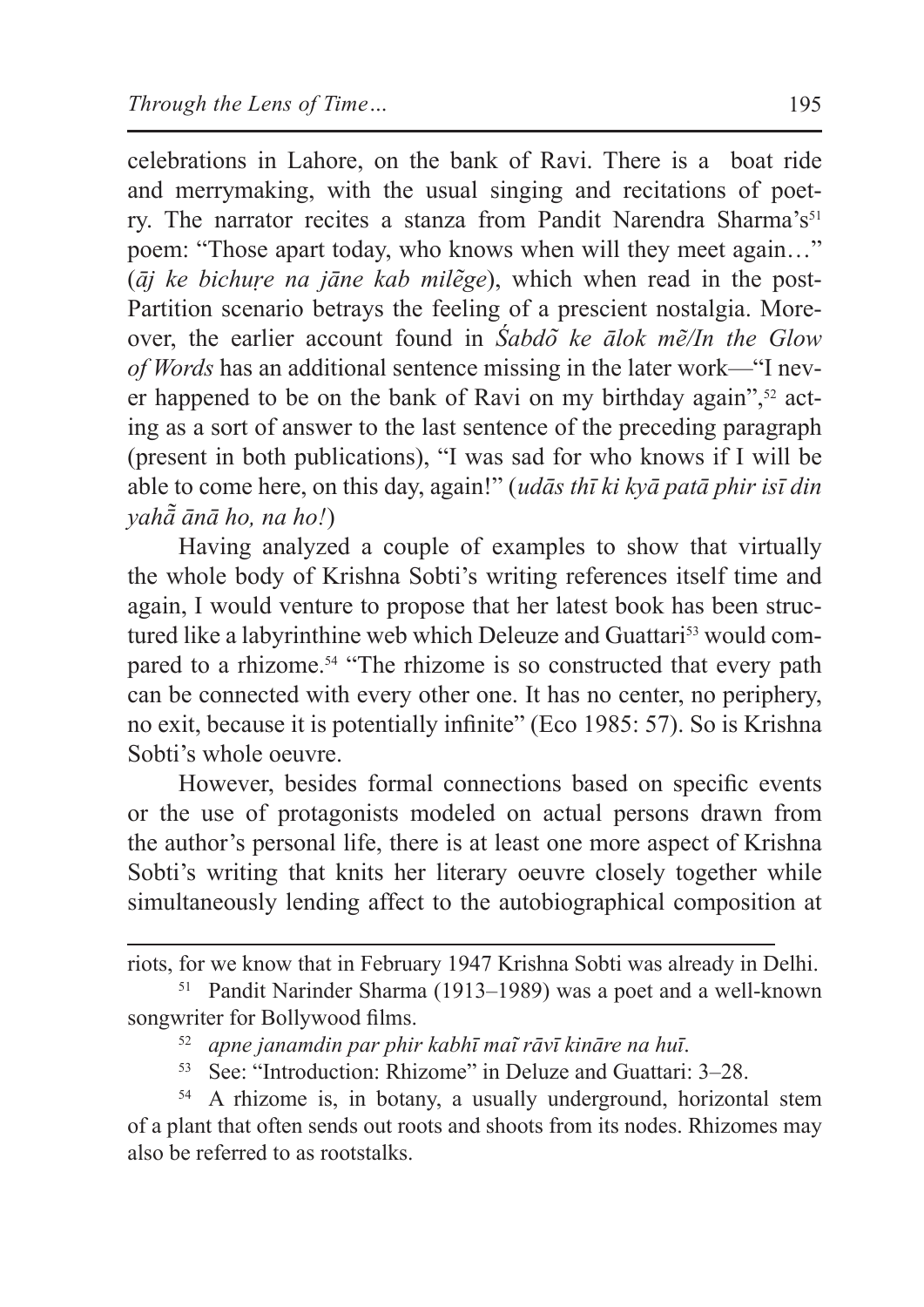celebrations in Lahore, on the bank of Ravi. There is a boat ride and merrymaking, with the usual singing and recitations of poetry. The narrator recites a stanza from Pandit Narendra Sharma's[51] poem: "Those apart today, who knows when will they meet again…" (*āj ke bichuṛe na jāne kab milẽge*), which when read in the post-Partition scenario betrays the feeling of a prescient nostalgia. Moreover, the earlier account found in *Śabdõ ke ālok mẽ/In the Glow of Words* has an additional sentence missing in the later work—"I never happened to be on the bank of Ravi on my birthday again",[52] acting as a sort of answer to the last sentence of the preceding paragraph (present in both publications), "I was sad for who knows if I will be able to come here, on this day, again!" (*udās thī ki kyā patā phir isī din yahā̃ ānā ho, na ho!*)

Having analyzed a couple of examples to show that virtually the whole body of Krishna Sobti's writing references itself time and again, I would venture to propose that her latest book has been structured like a labyrinthine web which Deleuze and Guattari[53] would compared to a rhizome.[54] "The rhizome is so constructed that every path can be connected with every other one. It has no center, no periphery, no exit, because it is potentially infinite" (Eco 1985: 57). So is Krishna Sobti's whole oeuvre.

However, besides formal connections based on specific events or the use of protagonists modeled on actual persons drawn from the author's personal life, there is at least one more aspect of Krishna Sobti's writing that knits her literary oeuvre closely together while simultaneously lending affect to the autobiographical composition at

---

riots, for we know that in February 1947 Krishna Sobti was already in Delhi.

[51] Pandit Narinder Sharma (1913–1989) was a poet and a well-known songwriter for Bollywood films.

[52] *apne janamdin par phir kabhī maĩ rāvī kināre na huī.*

[53] See: "Introduction: Rhizome" in Deluze and Guattari: 3–28.

[54] A rhizome is, in botany, a usually underground, horizontal stem of a plant that often sends out roots and shoots from its nodes. Rhizomes may also be referred to as rootstalks.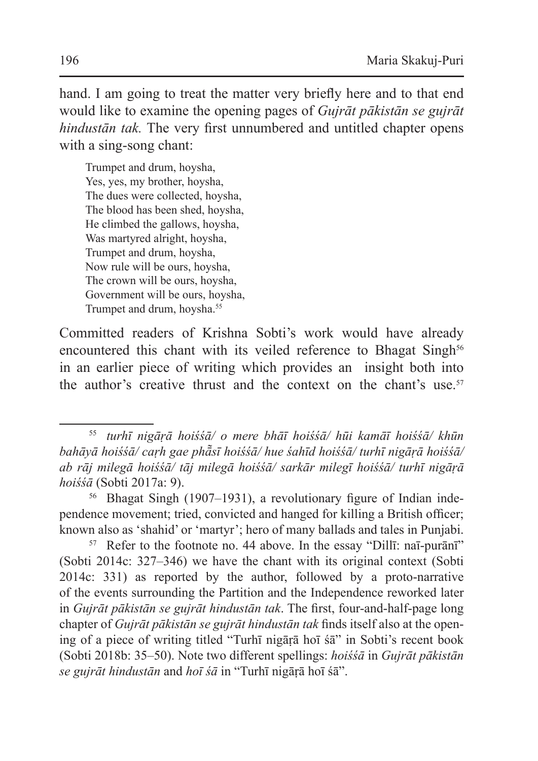hand. I am going to treat the matter very briefly here and to that end would like to examine the opening pages of *Gujrāt pākistān se gujrāt hindustān tak.* The very first unnumbered and untitled chapter opens with a sing-song chant:

> Trumpet and drum, hoysha,
> Yes, yes, my brother, hoysha,
> The dues were collected, hoysha,
> The blood has been shed, hoysha,
> He climbed the gallows, hoysha,
> Was martyred alright, hoysha,
> Trumpet and drum, hoysha,
> Now rule will be ours, hoysha,
> The crown will be ours, hoysha,
> Government will be ours, hoysha,
> Trumpet and drum, hoysha.[55]

Committed readers of Krishna Sobti's work would have already encountered this chant with its veiled reference to Bhagat Singh[56] in an earlier piece of writing which provides an insight both into the author's creative thrust and the context on the chant's use.[57]

---

[55] *turhī nigāṛā hoiśśā/ o mere bhāī hoiśśā/ hūi kamāī hoiśśā/ khūn bahāyā hoiśśā/ caṛh gae phā̃sī hoiśśā/ hue śahīd hoiśśā/ turhī nigāṛā hoiśśā/ ab rāj milegā hoiśśā/ tāj milegā hoiśśā/ sarkār milegī hoiśśā/ turhī nigāṛā hoiśśā* (Sobti 2017a: 9).

[56] Bhagat Singh (1907–1931), a revolutionary figure of Indian independence movement; tried, convicted and hanged for killing a British officer; known also as 'shahid' or 'martyr'; hero of many ballads and tales in Punjabi.

[57] Refer to the footnote no. 44 above. In the essay "Dillī: naī-purānī" (Sobti 2014c: 327–346) we have the chant with its original context (Sobti 2014c: 331) as reported by the author, followed by a proto-narrative of the events surrounding the Partition and the Independence reworked later in *Gujrāt pākistān se gujrāt hindustān tak*. The first, four-and-half-page long chapter of *Gujrāt pākistān se gujrāt hindustān tak* finds itself also at the opening of a piece of writing titled "Turhī nigāṛā hoī śā" in Sobti's recent book (Sobti 2018b: 35–50). Note two different spellings: *hoiśśā* in *Gujrāt pākistān se gujrāt hindustān* and *hoī śā* in "Turhī nigāṛā hoī śā".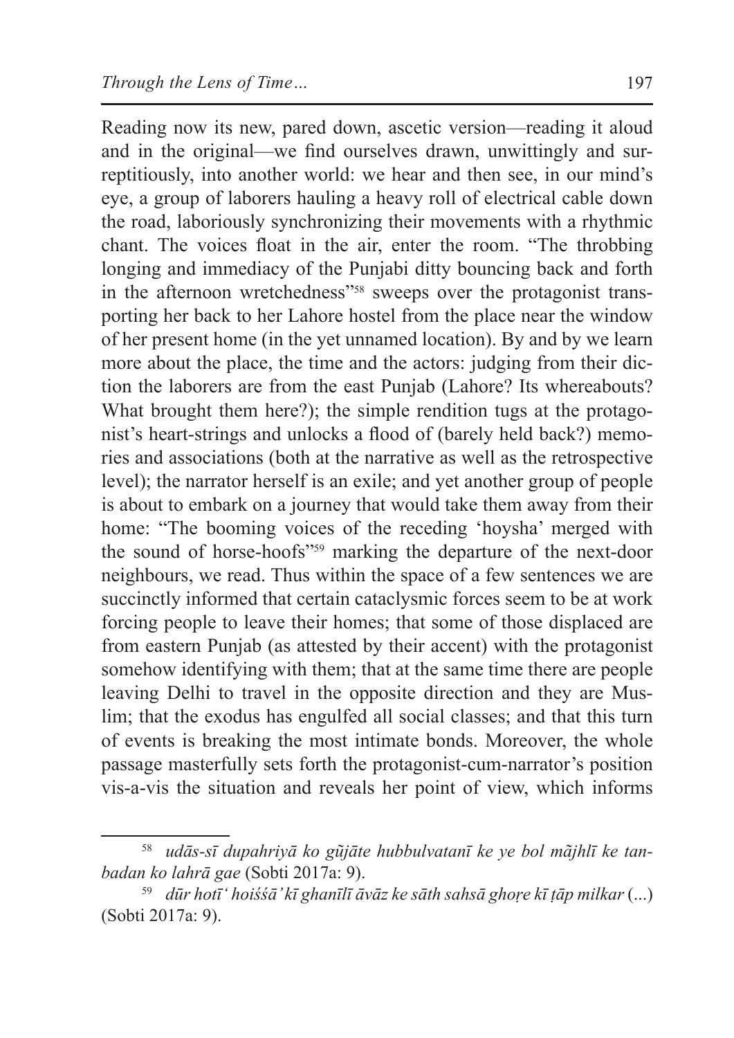Reading now its new, pared down, ascetic version—reading it aloud and in the original—we find ourselves drawn, unwittingly and surreptitiously, into another world: we hear and then see, in our mind's eye, a group of laborers hauling a heavy roll of electrical cable down the road, laboriously synchronizing their movements with a rhythmic chant. The voices float in the air, enter the room. "The throbbing longing and immediacy of the Punjabi ditty bouncing back and forth in the afternoon wretchedness"[58] sweeps over the protagonist transporting her back to her Lahore hostel from the place near the window of her present home (in the yet unnamed location). By and by we learn more about the place, the time and the actors: judging from their diction the laborers are from the east Punjab (Lahore? Its whereabouts? What brought them here?); the simple rendition tugs at the protagonist's heart-strings and unlocks a flood of (barely held back?) memories and associations (both at the narrative as well as the retrospective level); the narrator herself is an exile; and yet another group of people is about to embark on a journey that would take them away from their home: "The booming voices of the receding 'hoysha' merged with the sound of horse-hoofs"[59] marking the departure of the next-door neighbours, we read. Thus within the space of a few sentences we are succinctly informed that certain cataclysmic forces seem to be at work forcing people to leave their homes; that some of those displaced are from eastern Punjab (as attested by their accent) with the protagonist somehow identifying with them; that at the same time there are people leaving Delhi to travel in the opposite direction and they are Muslim; that the exodus has engulfed all social classes; and that this turn of events is breaking the most intimate bonds. Moreover, the whole passage masterfully sets forth the protagonist-cum-narrator's position vis-a-vis the situation and reveals her point of view, which informs

---

[58] *udās-sī dupahriyā ko gũjāte hubbulvatanī ke ye bol mãjhlī ke tanbadan ko lahrā gae* (Sobti 2017a: 9).

[59] *dūr hotī ' hoiśśā ' kī ghanīlī āvāz ke sāth sahsā ghoṛe kī ṭāp milkar* (...) (Sobti 2017a: 9).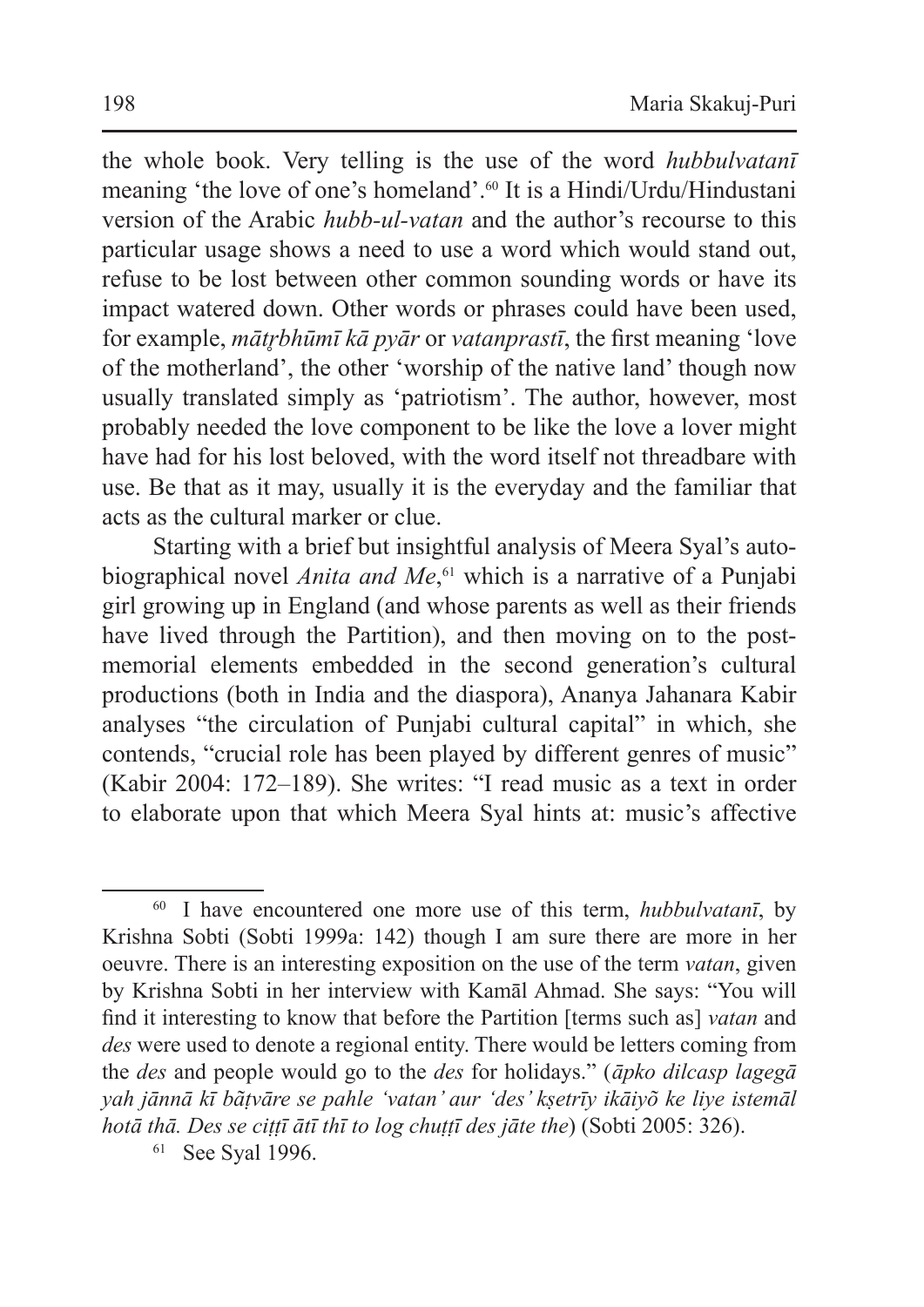the whole book. Very telling is the use of the word *hubbulvatanī* meaning 'the love of one's homeland'.[60] It is a Hindi/Urdu/Hindustani version of the Arabic *hubb-ul-vatan* and the author's recourse to this particular usage shows a need to use a word which would stand out, refuse to be lost between other common sounding words or have its impact watered down. Other words or phrases could have been used, for example, *mātr̥bhūmī kā pyār* or *vatanprastī*, the first meaning 'love of the motherland', the other 'worship of the native land' though now usually translated simply as 'patriotism'. The author, however, most probably needed the love component to be like the love a lover might have had for his lost beloved, with the word itself not threadbare with use. Be that as it may, usually it is the everyday and the familiar that acts as the cultural marker or clue.

Starting with a brief but insightful analysis of Meera Syal's autobiographical novel *Anita and Me*,[61] which is a narrative of a Punjabi girl growing up in England (and whose parents as well as their friends have lived through the Partition), and then moving on to the postmemorial elements embedded in the second generation's cultural productions (both in India and the diaspora), Ananya Jahanara Kabir analyses "the circulation of Punjabi cultural capital" in which, she contends, "crucial role has been played by different genres of music" (Kabir 2004: 172–189). She writes: "I read music as a text in order to elaborate upon that which Meera Syal hints at: music's affective

---

[60] I have encountered one more use of this term, *hubbulvatanī*, by Krishna Sobti (Sobti 1999a: 142) though I am sure there are more in her oeuvre. There is an interesting exposition on the use of the term *vatan*, given by Krishna Sobti in her interview with Kamāl Ahmad. She says: "You will find it interesting to know that before the Partition [terms such as] *vatan* and *des* were used to denote a regional entity. There would be letters coming from the *des* and people would go to the *des* for holidays." (*āpko dilcasp lagegā yah jānnā kī bãṭvāre se pahle 'vatan' aur 'des' kṣetrīy ikāiyõ ke liye istemāl hotā thā. Des se ciṭṭī ātī thī to log chuṭṭī des jāte the*) (Sobti 2005: 326).

[61] See Syal 1996.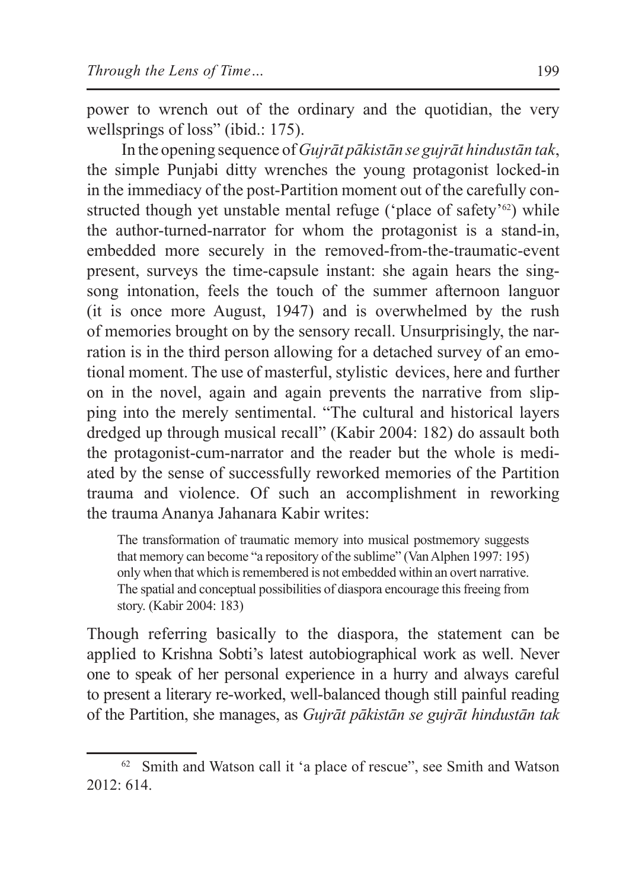power to wrench out of the ordinary and the quotidian, the very wellsprings of loss" (ibid.: 175).

In the opening sequence of *Gujrāt pākistān se gujrāt hindustān tak*, the simple Punjabi ditty wrenches the young protagonist locked-in in the immediacy of the post-Partition moment out of the carefully constructed though yet unstable mental refuge ('place of safety'[62]) while the author-turned-narrator for whom the protagonist is a stand-in, embedded more securely in the removed-from-the-traumatic-event present, surveys the time-capsule instant: she again hears the sing-song intonation, feels the touch of the summer afternoon languor (it is once more August, 1947) and is overwhelmed by the rush of memories brought on by the sensory recall. Unsurprisingly, the narration is in the third person allowing for a detached survey of an emotional moment. The use of masterful, stylistic devices, here and further on in the novel, again and again prevents the narrative from slipping into the merely sentimental. "The cultural and historical layers dredged up through musical recall" (Kabir 2004: 182) do assault both the protagonist-cum-narrator and the reader but the whole is mediated by the sense of successfully reworked memories of the Partition trauma and violence. Of such an accomplishment in reworking the trauma Ananya Jahanara Kabir writes:

> The transformation of traumatic memory into musical postmemory suggests that memory can become "a repository of the sublime" (Van Alphen 1997: 195) only when that which is remembered is not embedded within an overt narrative. The spatial and conceptual possibilities of diaspora encourage this freeing from story. (Kabir 2004: 183)

Though referring basically to the diaspora, the statement can be applied to Krishna Sobti's latest autobiographical work as well. Never one to speak of her personal experience in a hurry and always careful to present a literary re-worked, well-balanced though still painful reading of the Partition, she manages, as *Gujrāt pākistān se gujrāt hindustān tak*

---

[62] Smith and Watson call it 'a place of rescue", see Smith and Watson 2012: 614.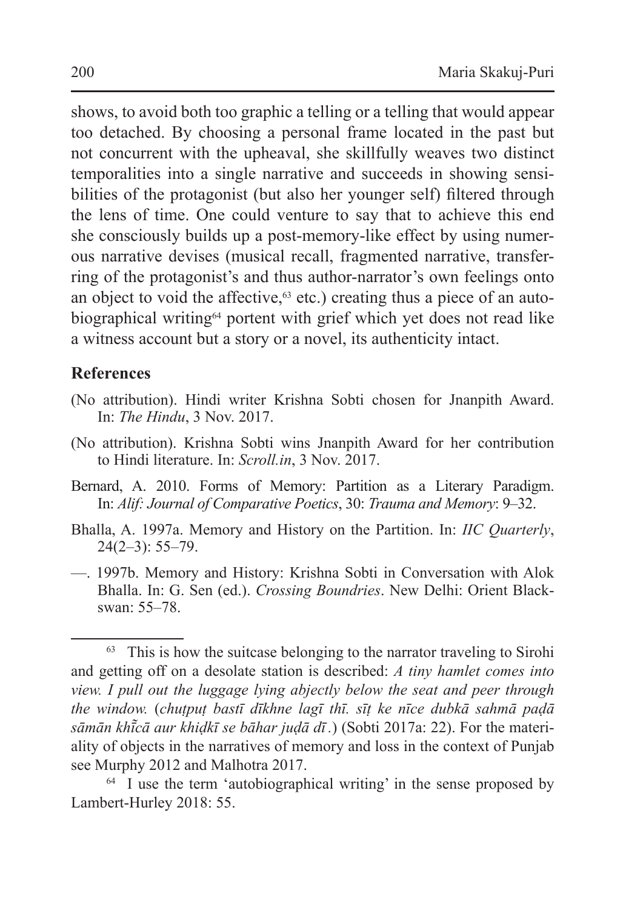shows, to avoid both too graphic a telling or a telling that would appear too detached. By choosing a personal frame located in the past but not concurrent with the upheaval, she skillfully weaves two distinct temporalities into a single narrative and succeeds in showing sensibilities of the protagonist (but also her younger self) filtered through the lens of time. One could venture to say that to achieve this end she consciously builds up a post-memory-like effect by using numerous narrative devises (musical recall, fragmented narrative, transferring of the protagonist's and thus author-narrator's own feelings onto an object to void the affective,[63] etc.) creating thus a piece of an autobiographical writing[64] portent with grief which yet does not read like a witness account but a story or a novel, its authenticity intact.

## References

(No attribution). Hindi writer Krishna Sobti chosen for Jnanpith Award. In: *The Hindu*, 3 Nov. 2017.

(No attribution). Krishna Sobti wins Jnanpith Award for her contribution to Hindi literature. In: *Scroll.in*, 3 Nov. 2017.

Bernard, A. 2010. Forms of Memory: Partition as a Literary Paradigm. In: *Alif: Journal of Comparative Poetics*, 30: *Trauma and Memory*: 9–32.

Bhalla, A. 1997a. Memory and History on the Partition. In: *IIC Quarterly*, 24(2–3): 55–79.

—. 1997b. Memory and History: Krishna Sobti in Conversation with Alok Bhalla. In: G. Sen (ed.). *Crossing Boundries*. New Delhi: Orient Blackswan: 55–78.

---

[63] This is how the suitcase belonging to the narrator traveling to Sirohi and getting off on a desolate station is described: *A tiny hamlet comes into view. I pull out the luggage lying abjectly below the seat and peer through the window.* (*chuṭpuṭ bastī dīkhne lagī thī. sīṭ ke nīce dubkā sahmā paḍā sāmān khī̃cā aur khiḍkī se bāhar juḍā dī*.) (Sobti 2017a: 22). For the materiality of objects in the narratives of memory and loss in the context of Punjab see Murphy 2012 and Malhotra 2017.

[64] I use the term 'autobiographical writing' in the sense proposed by Lambert-Hurley 2018: 55.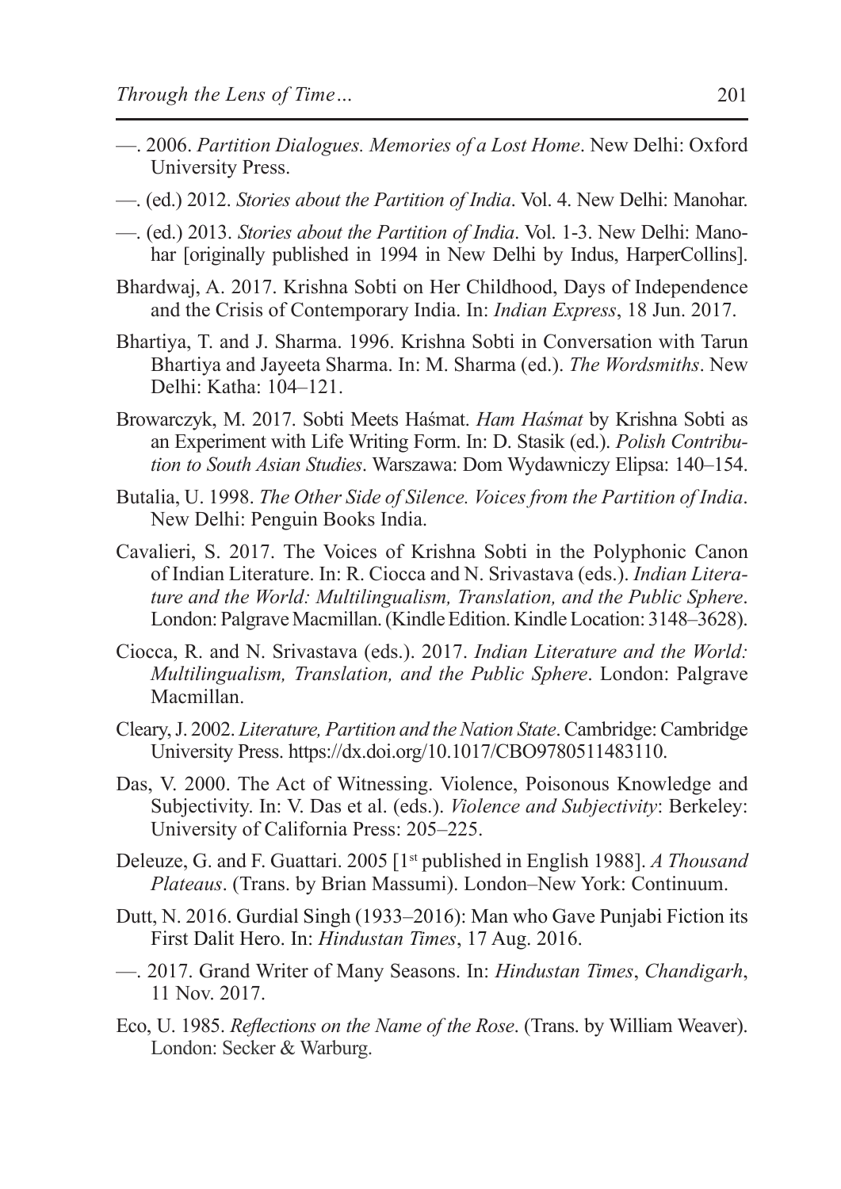—. 2006. *Partition Dialogues. Memories of a Lost Home*. New Delhi: Oxford University Press.

—. (ed.) 2012. *Stories about the Partition of India*. Vol. 4. New Delhi: Manohar.

—. (ed.) 2013. *Stories about the Partition of India*. Vol. 1-3. New Delhi: Manohar [originally published in 1994 in New Delhi by Indus, HarperCollins].

Bhardwaj, A. 2017. Krishna Sobti on Her Childhood, Days of Independence and the Crisis of Contemporary India. In: *Indian Express*, 18 Jun. 2017.

Bhartiya, T. and J. Sharma. 1996. Krishna Sobti in Conversation with Tarun Bhartiya and Jayeeta Sharma. In: M. Sharma (ed.). *The Wordsmiths*. New Delhi: Katha: 104–121.

Browarczyk, M. 2017. Sobti Meets Haśmat. *Ham Haśmat* by Krishna Sobti as an Experiment with Life Writing Form. In: D. Stasik (ed.). *Polish Contribution to South Asian Studies*. Warszawa: Dom Wydawniczy Elipsa: 140–154.

Butalia, U. 1998. *The Other Side of Silence. Voices from the Partition of India*. New Delhi: Penguin Books India.

Cavalieri, S. 2017. The Voices of Krishna Sobti in the Polyphonic Canon of Indian Literature. In: R. Ciocca and N. Srivastava (eds.). *Indian Literature and the World: Multilingualism, Translation, and the Public Sphere*. London: Palgrave Macmillan. (Kindle Edition. Kindle Location: 3148–3628).

Ciocca, R. and N. Srivastava (eds.). 2017. *Indian Literature and the World: Multilingualism, Translation, and the Public Sphere*. London: Palgrave Macmillan.

Cleary, J. 2002. *Literature, Partition and the Nation State*. Cambridge: Cambridge University Press. https://dx.doi.org/10.1017/CBO9780511483110.

Das, V. 2000. The Act of Witnessing. Violence, Poisonous Knowledge and Subjectivity. In: V. Das et al. (eds.). *Violence and Subjectivity*: Berkeley: University of California Press: 205–225.

Deleuze, G. and F. Guattari. 2005 [1st published in English 1988]. *A Thousand Plateaus*. (Trans. by Brian Massumi). London–New York: Continuum.

Dutt, N. 2016. Gurdial Singh (1933–2016): Man who Gave Punjabi Fiction its First Dalit Hero. In: *Hindustan Times*, 17 Aug. 2016.

—. 2017. Grand Writer of Many Seasons. In: *Hindustan Times*, *Chandigarh*, 11 Nov. 2017.

Eco, U. 1985. *Reflections on the Name of the Rose*. (Trans. by William Weaver). London: Secker & Warburg.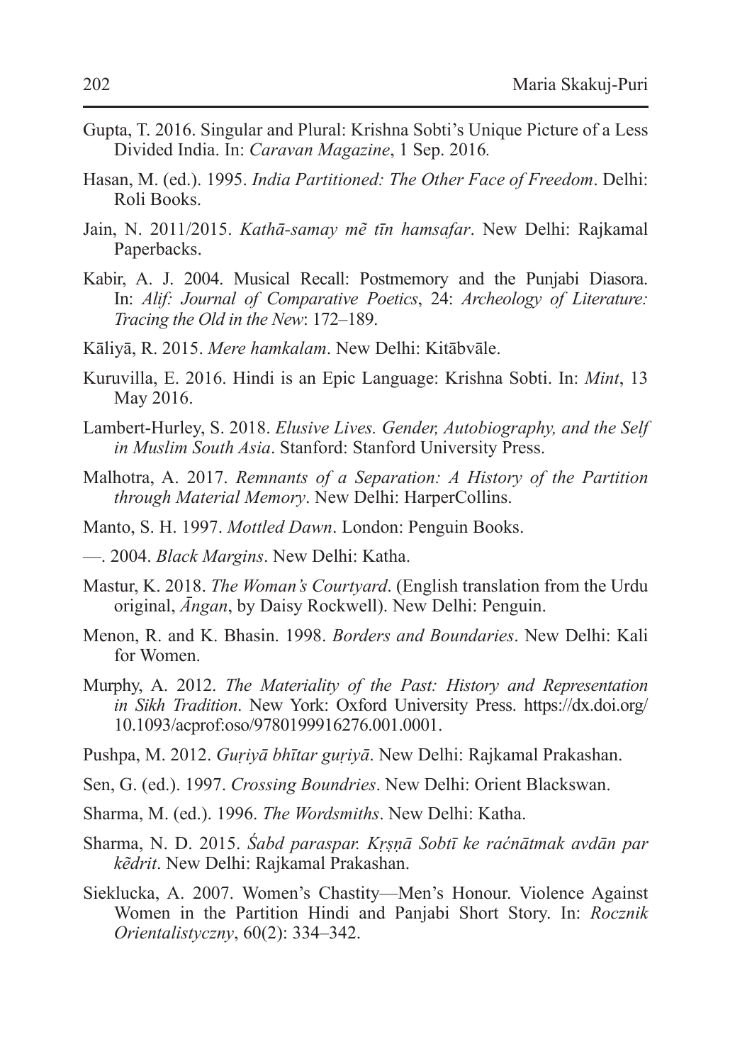Gupta, T. 2016. Singular and Plural: Krishna Sobti's Unique Picture of a Less Divided India. In: *Caravan Magazine*, 1 Sep. 2016.

Hasan, M. (ed.). 1995. *India Partitioned: The Other Face of Freedom*. Delhi: Roli Books.

Jain, N. 2011/2015. *Kathā-samay mẽ tīn hamsafar*. New Delhi: Rajkamal Paperbacks.

Kabir, A. J. 2004. Musical Recall: Postmemory and the Punjabi Diasora. In: *Alif: Journal of Comparative Poetics*, 24: *Archeology of Literature: Tracing the Old in the New*: 172–189.

Kāliyā, R. 2015. *Mere hamkalam*. New Delhi: Kitābvāle.

Kuruvilla, E. 2016. Hindi is an Epic Language: Krishna Sobti. In: *Mint*, 13 May 2016.

Lambert-Hurley, S. 2018. *Elusive Lives. Gender, Autobiography, and the Self in Muslim South Asia*. Stanford: Stanford University Press.

Malhotra, A. 2017. *Remnants of a Separation: A History of the Partition through Material Memory*. New Delhi: HarperCollins.

Manto, S. H. 1997. *Mottled Dawn*. London: Penguin Books.

—. 2004. *Black Margins*. New Delhi: Katha.

Mastur, K. 2018. *The Woman's Courtyard*. (English translation from the Urdu original, *Āngan*, by Daisy Rockwell). New Delhi: Penguin.

Menon, R. and K. Bhasin. 1998. *Borders and Boundaries*. New Delhi: Kali for Women.

Murphy, A. 2012. *The Materiality of the Past: History and Representation in Sikh Tradition*. New York: Oxford University Press. https://dx.doi.org/10.1093/acprof:oso/9780199916276.001.0001.

Pushpa, M. 2012. *Guṛiyā bhītar guṛiyā*. New Delhi: Rajkamal Prakashan.

Sen, G. (ed.). 1997. *Crossing Boundries*. New Delhi: Orient Blackswan.

Sharma, M. (ed.). 1996. *The Wordsmiths*. New Delhi: Katha.

Sharma, N. D. 2015. *Śabd paraspar. Kṛṣṇā Sobtī ke raćnātmak avdān par kẽdrit*. New Delhi: Rajkamal Prakashan.

Sieklucka, A. 2007. Women's Chastity—Men's Honour. Violence Against Women in the Partition Hindi and Panjabi Short Story. In: *Rocznik Orientalistyczny*, 60(2): 334–342.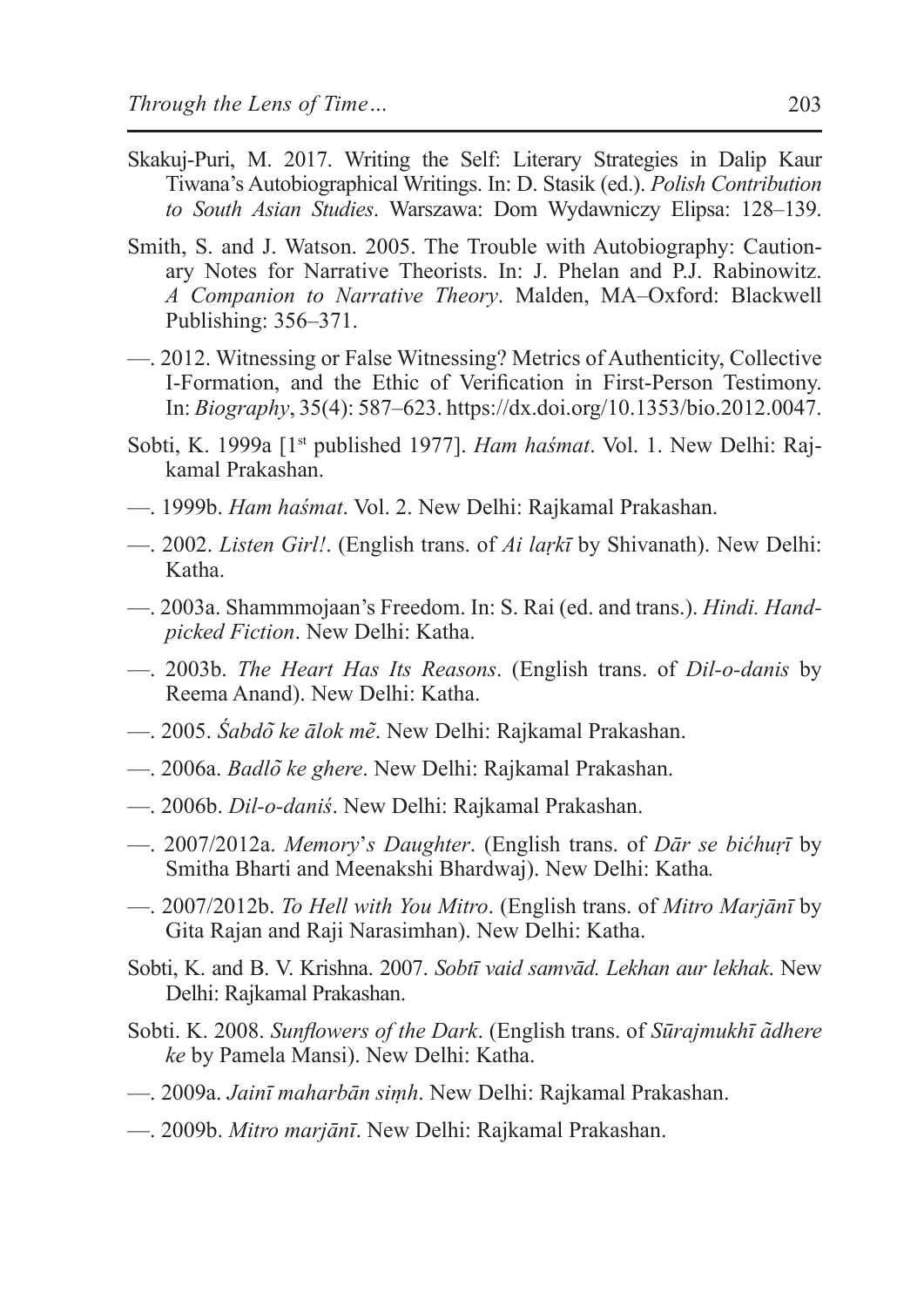Skakuj-Puri, M. 2017. Writing the Self: Literary Strategies in Dalip Kaur Tiwana's Autobiographical Writings. In: D. Stasik (ed.). *Polish Contribution to South Asian Studies*. Warszawa: Dom Wydawniczy Elipsa: 128–139.

Smith, S. and J. Watson. 2005. The Trouble with Autobiography: Cautionary Notes for Narrative Theorists. In: J. Phelan and P.J. Rabinowitz. *A Companion to Narrative Theory*. Malden, MA–Oxford: Blackwell Publishing: 356–371.

—. 2012. Witnessing or False Witnessing? Metrics of Authenticity, Collective I-Formation, and the Ethic of Verification in First-Person Testimony. In: *Biography*, 35(4): 587–623. https://dx.doi.org/10.1353/bio.2012.0047.

Sobti, K. 1999a [1st published 1977]. *Ham haśmat*. Vol. 1. New Delhi: Rajkamal Prakashan.

—. 1999b. *Ham haśmat*. Vol. 2. New Delhi: Rajkamal Prakashan.

—. 2002. *Listen Girl!*. (English trans. of *Ai laṛkī* by Shivanath). New Delhi: Katha.

—. 2003a. Shammmojaan's Freedom. In: S. Rai (ed. and trans.). *Hindi. Handpicked Fiction*. New Delhi: Katha.

—. 2003b. *The Heart Has Its Reasons*. (English trans. of *Dil-o-danis* by Reema Anand). New Delhi: Katha.

—. 2005. *Śabdõ ke ālok mẽ*. New Delhi: Rajkamal Prakashan.

—. 2006a. *Badlõ ke ghere*. New Delhi: Rajkamal Prakashan.

—. 2006b. *Dil-o-daniś*. New Delhi: Rajkamal Prakashan.

—. 2007/2012a. *Memory's Daughter*. (English trans. of *Dār se bićhuṛī* by Smitha Bharti and Meenakshi Bhardwaj). New Delhi: Katha.

—. 2007/2012b. *To Hell with You Mitro*. (English trans. of *Mitro Marjānī* by Gita Rajan and Raji Narasimhan). New Delhi: Katha.

Sobti, K. and B. V. Krishna. 2007. *Sobtī vaid samvād. Lekhan aur lekhak*. New Delhi: Rajkamal Prakashan.

Sobti. K. 2008. *Sunflowers of the Dark*. (English trans. of *Sūrajmukhī ãdhere ke* by Pamela Mansi). New Delhi: Katha.

—. 2009a. *Jainī maharbān siṃh*. New Delhi: Rajkamal Prakashan.

—. 2009b. *Mitro marjānī*. New Delhi: Rajkamal Prakashan.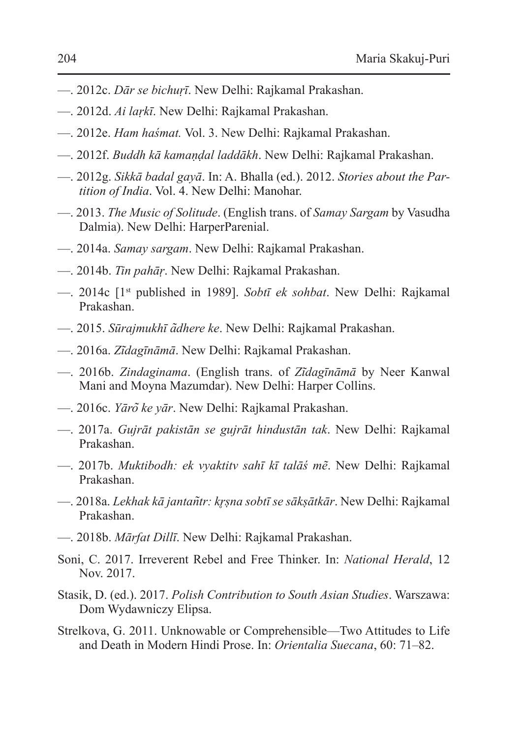—. 2012c. *Dār se bichuṛī*. New Delhi: Rajkamal Prakashan.

—. 2012d. *Ai laṛkī*. New Delhi: Rajkamal Prakashan.

—. 2012e. *Ham haśmat.* Vol. 3. New Delhi: Rajkamal Prakashan.

—. 2012f. *Buddh kā kamaṇḍal laddākh*. New Delhi: Rajkamal Prakashan.

—. 2012g. *Sikkā badal gayā*. In: A. Bhalla (ed.). 2012. *Stories about the Partition of India*. Vol. 4. New Delhi: Manohar.

—. 2013. *The Music of Solitude*. (English trans. of *Samay Sargam* by Vasudha Dalmia). New Delhi: HarperParenial.

—. 2014a. *Samay sargam*. New Delhi: Rajkamal Prakashan.

—. 2014b. *Tin pahāṛ*. New Delhi: Rajkamal Prakashan.

—. 2014c [1st published in 1989]. *Sobtī ek sohbat*. New Delhi: Rajkamal Prakashan.

—. 2015. *Sūrajmukhī ãdhere ke*. New Delhi: Rajkamal Prakashan.

—. 2016a. *Zĩdagīnāmā*. New Delhi: Rajkamal Prakashan.

—. 2016b. *Zindaginama*. (English trans. of *Zĩdagīnāmā* by Neer Kanwal Mani and Moyna Mazumdar). New Delhi: Harper Collins.

—. 2016c. *Yārõ ke yār*. New Delhi: Rajkamal Prakashan.

—. 2017a. *Gujrāt pakistān se gujrāt hindustān tak*. New Delhi: Rajkamal Prakashan.

—. 2017b. *Muktibodh: ek vyaktitv sahī kī talāś mẽ*. New Delhi: Rajkamal Prakashan.

—. 2018a. *Lekhak kā jantañtr: kṛṣna sobtī se sākṣātkār*. New Delhi: Rajkamal Prakashan.

—. 2018b. *Mārfat Dillī*. New Delhi: Rajkamal Prakashan.

Soni, C. 2017. Irreverent Rebel and Free Thinker. In: *National Herald*, 12 Nov. 2017.

Stasik, D. (ed.). 2017. *Polish Contribution to South Asian Studies*. Warszawa: Dom Wydawniczy Elipsa.

Strelkova, G. 2011. Unknowable or Comprehensible—Two Attitudes to Life and Death in Modern Hindi Prose. In: *Orientalia Suecana*, 60: 71–82.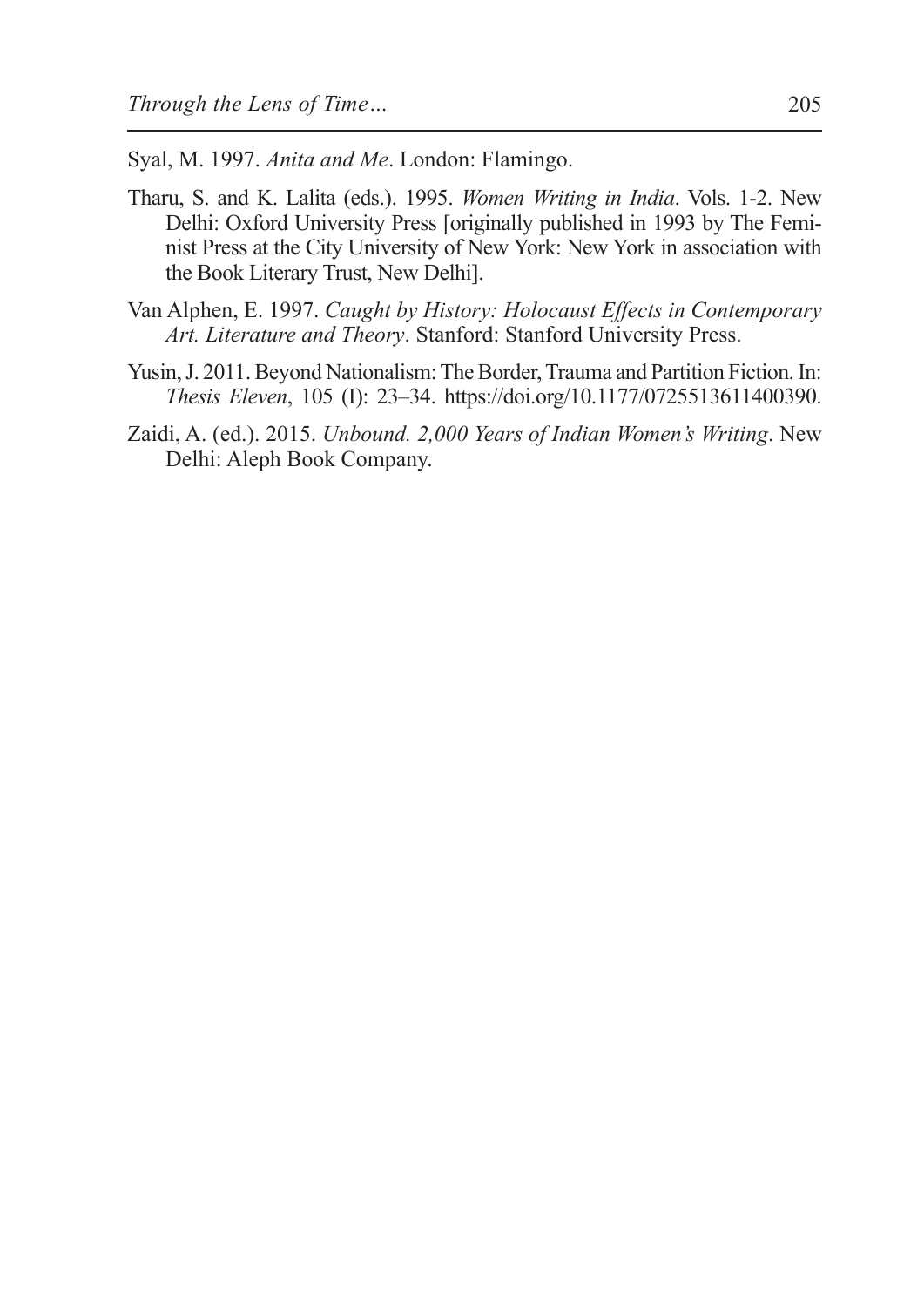Syal, M. 1997. *Anita and Me*. London: Flamingo.

Tharu, S. and K. Lalita (eds.). 1995. *Women Writing in India*. Vols. 1-2. New Delhi: Oxford University Press [originally published in 1993 by The Feminist Press at the City University of New York: New York in association with the Book Literary Trust, New Delhi].

Van Alphen, E. 1997. *Caught by History: Holocaust Effects in Contemporary Art. Literature and Theory*. Stanford: Stanford University Press.

Yusin, J. 2011. Beyond Nationalism: The Border, Trauma and Partition Fiction. In: *Thesis Eleven*, 105 (I): 23–34. https://doi.org/10.1177/0725513611400390.

Zaidi, A. (ed.). 2015. *Unbound. 2,000 Years of Indian Women's Writing*. New Delhi: Aleph Book Company.